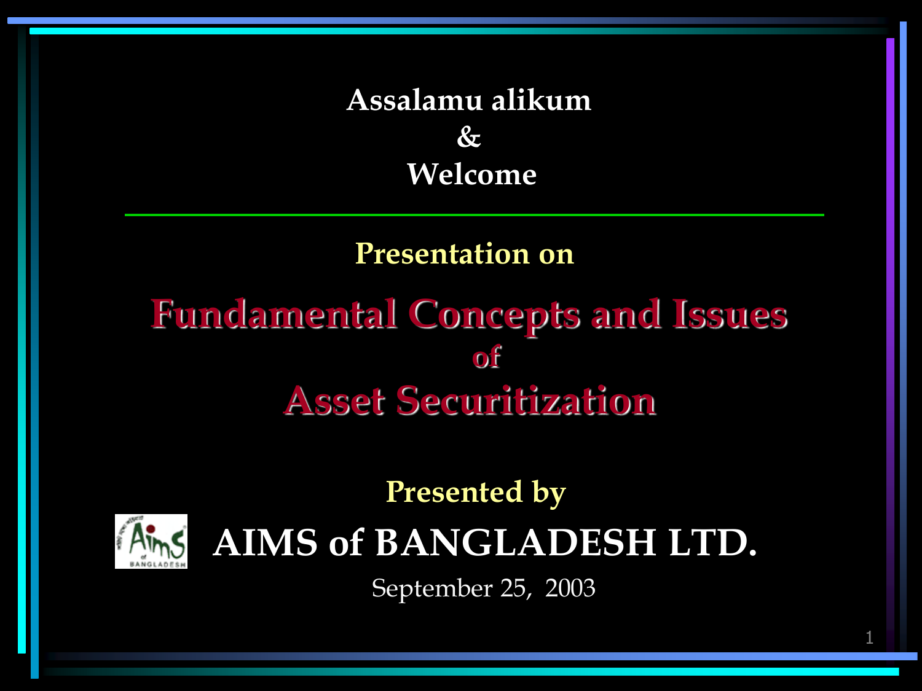Assalamu alikum

&

Welcome

---

Presentation on

# Fundamental Concepts and Issues of Asset Securitization

Presented by

**AIMS of BANGLADESH LTD.**

September 25, 2003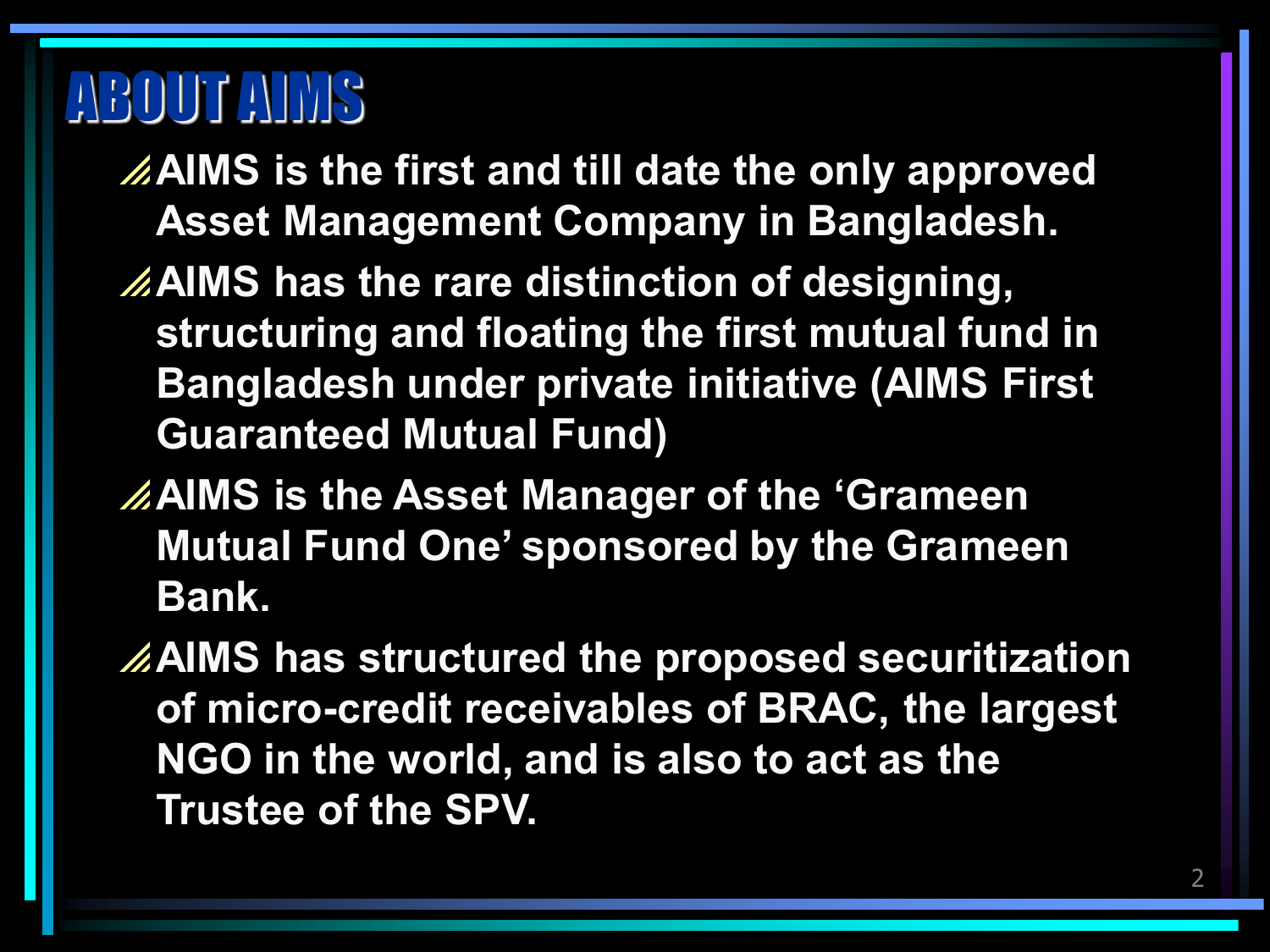# ABOUT AIMS

- AIMS is the first and till date the only approved Asset Management Company in Bangladesh.
- AIMS has the rare distinction of designing, structuring and floating the first mutual fund in Bangladesh under private initiative (AIMS First Guaranteed Mutual Fund)
- AIMS is the Asset Manager of the 'Grameen Mutual Fund One' sponsored by the Grameen Bank.
- AIMS has structured the proposed securitization of micro-credit receivables of BRAC, the largest NGO in the world, and is also to act as the Trustee of the SPV.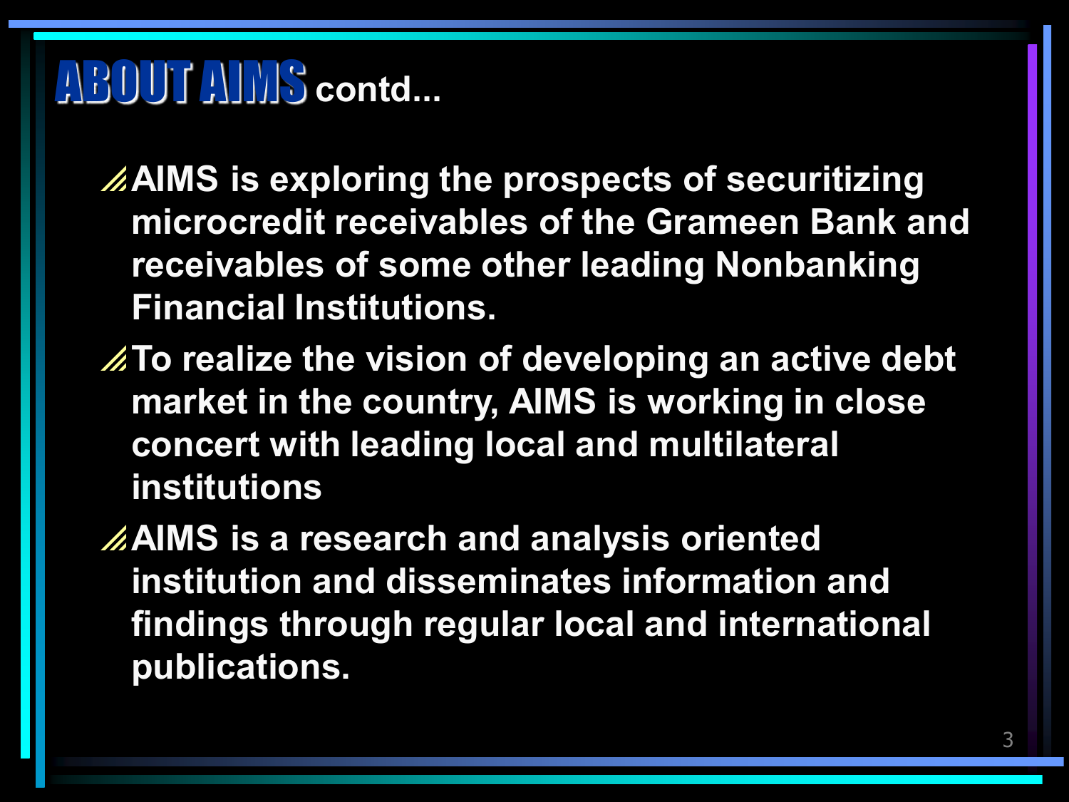# ABOUT AIMS contd...

- AIMS is exploring the prospects of securitizing microcredit receivables of the Grameen Bank and receivables of some other leading Nonbanking Financial Institutions.
- To realize the vision of developing an active debt market in the country, AIMS is working in close concert with leading local and multilateral institutions
- AIMS is a research and analysis oriented institution and disseminates information and findings through regular local and international publications.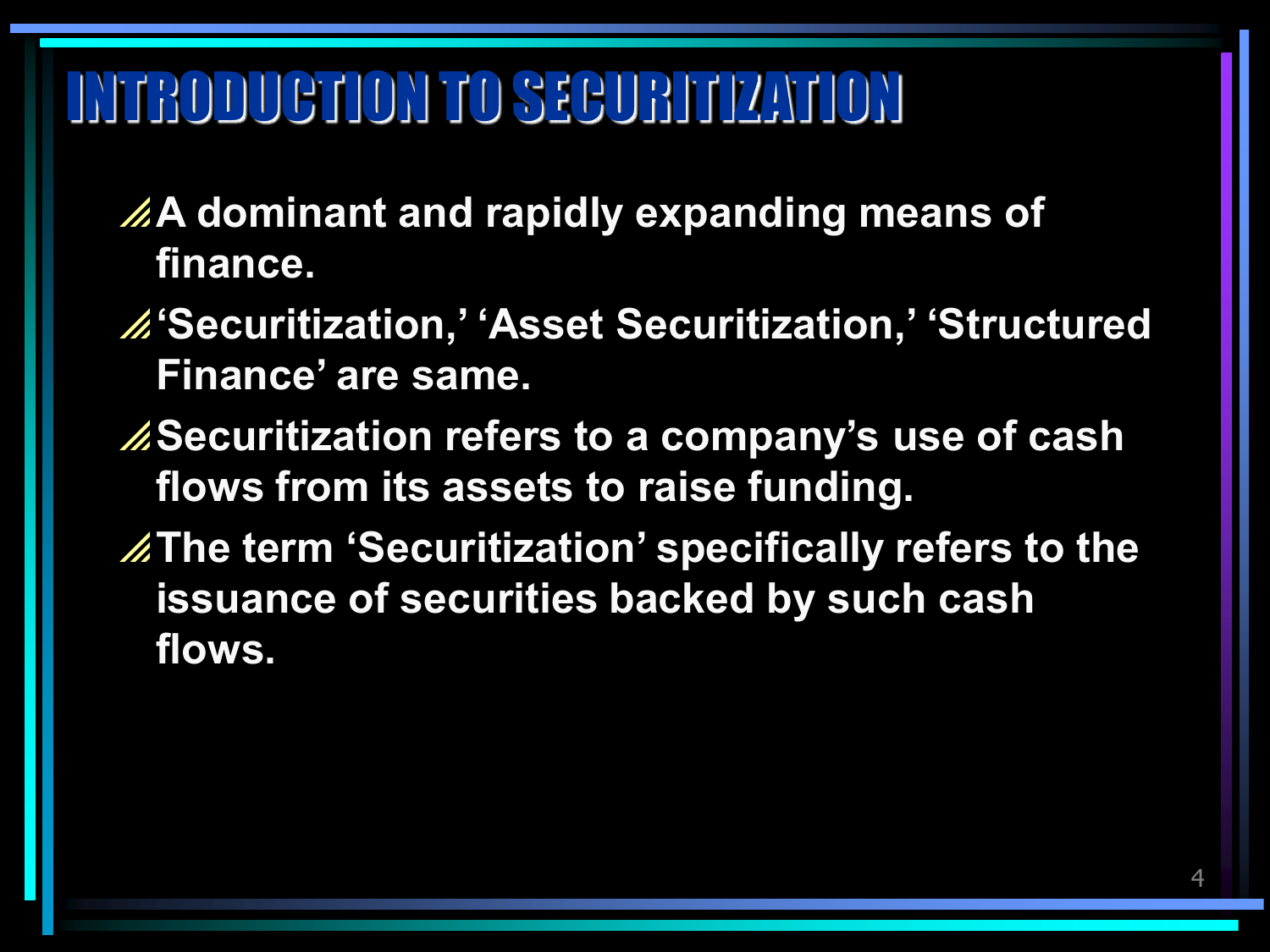# INTRODUCTION TO SECURITIZATION

- **A dominant and rapidly expanding means of finance.**
- **'Securitization,' 'Asset Securitization,' 'Structured Finance' are same.**
- **Securitization refers to a company's use of cash flows from its assets to raise funding.**
- **The term 'Securitization' specifically refers to the issuance of securities backed by such cash flows.**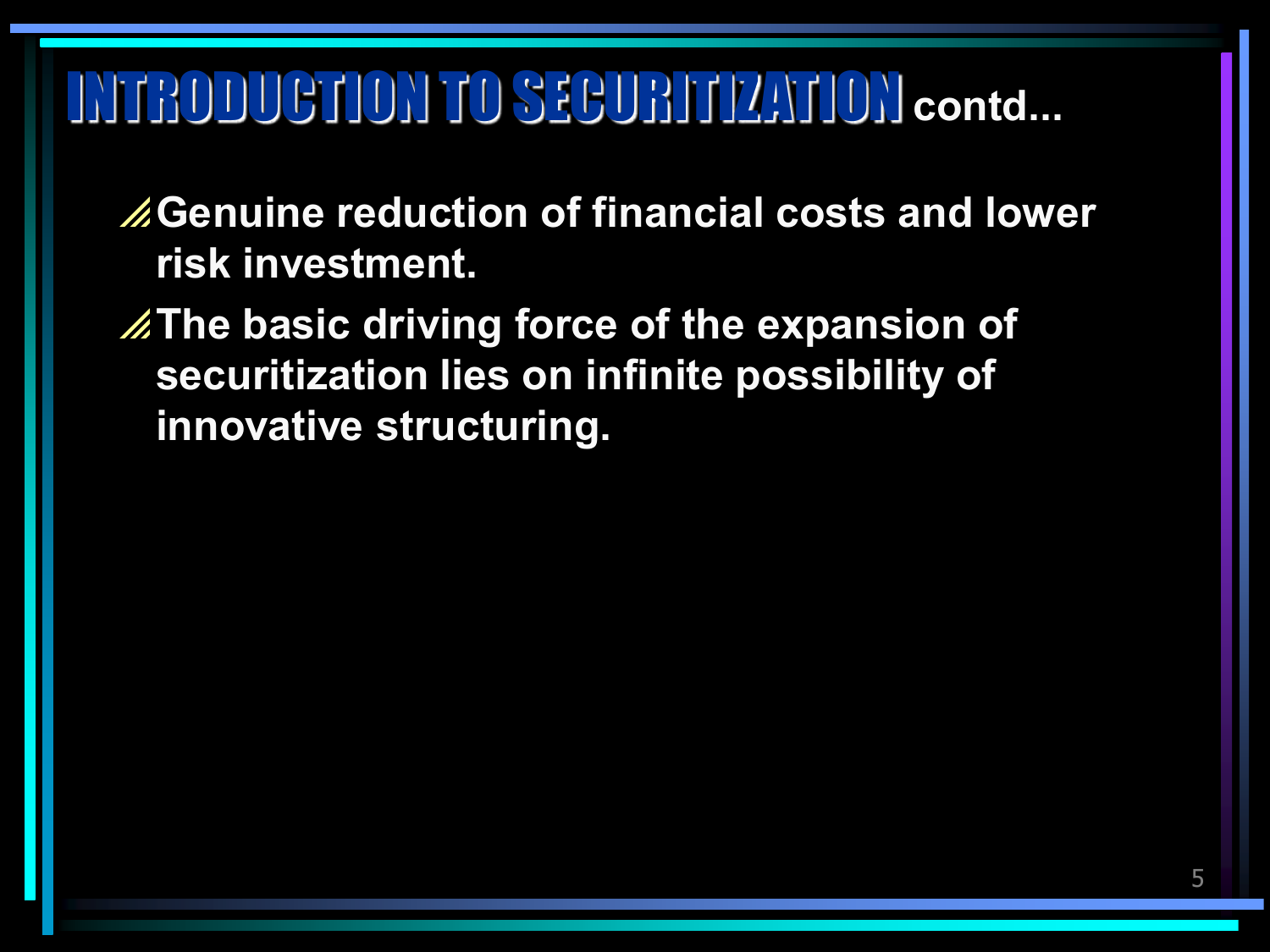# INTRODUCTION TO SECURITIZATION contd...

- Genuine reduction of financial costs and lower risk investment.
- The basic driving force of the expansion of securitization lies on infinite possibility of innovative structuring.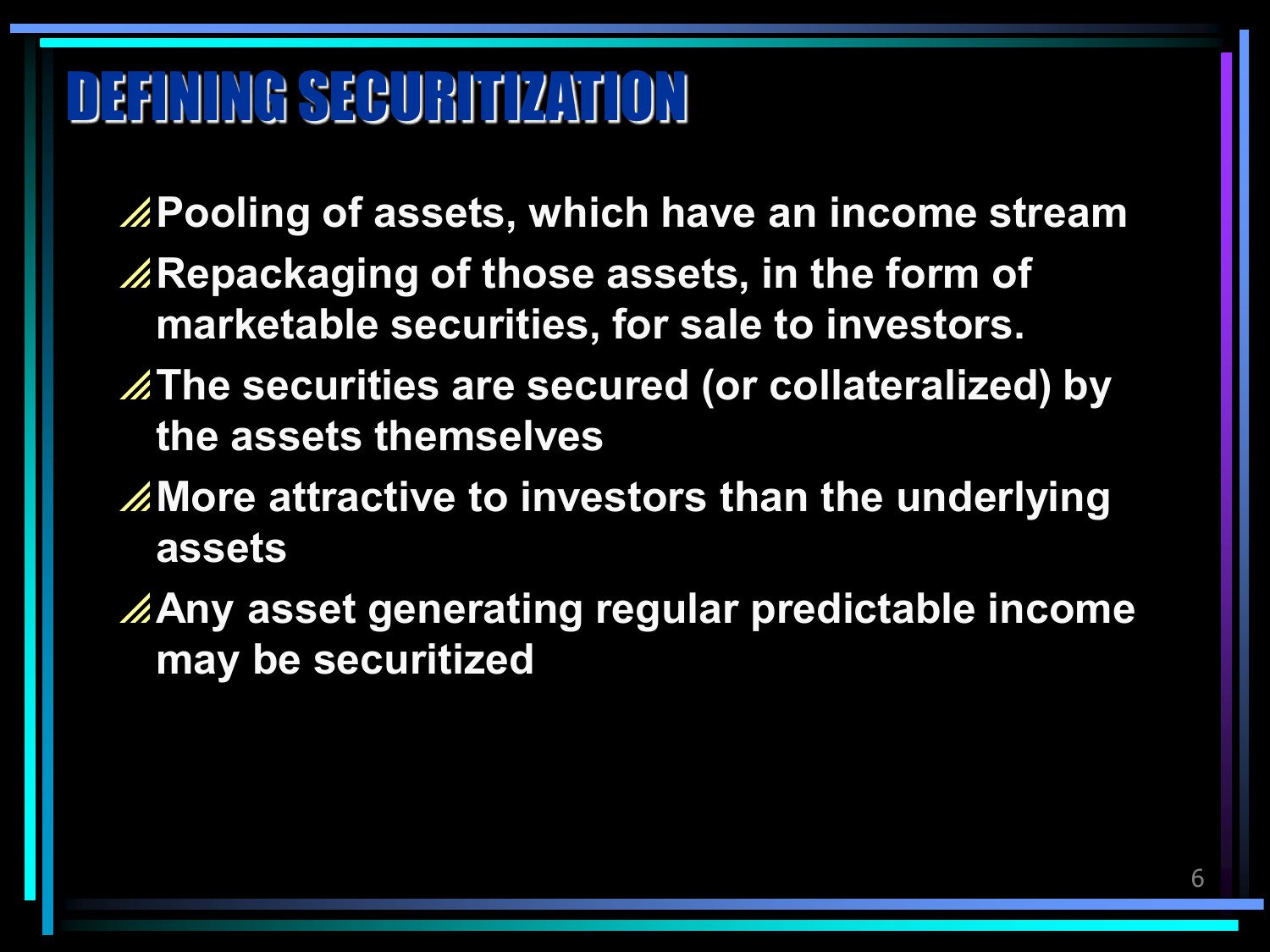# DEFINING SECURITIZATION

- Pooling of assets, which have an income stream
- Repackaging of those assets, in the form of marketable securities, for sale to investors.
- The securities are secured (or collateralized) by the assets themselves
- More attractive to investors than the underlying assets
- Any asset generating regular predictable income may be securitized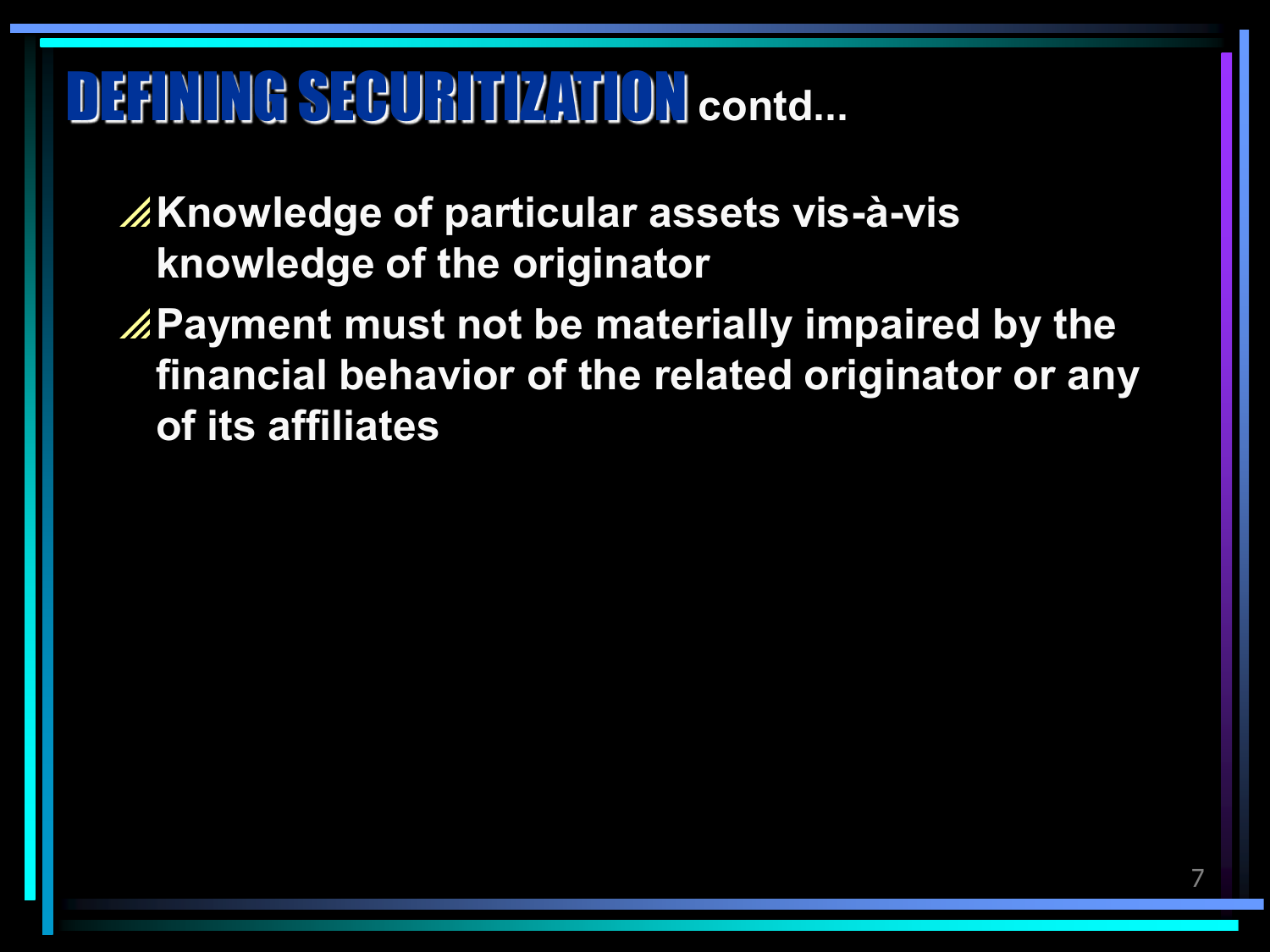# DEFINING SECURITIZATION contd...

- **Knowledge of particular assets vis-à-vis knowledge of the originator**
- **Payment must not be materially impaired by the financial behavior of the related originator or any of its affiliates**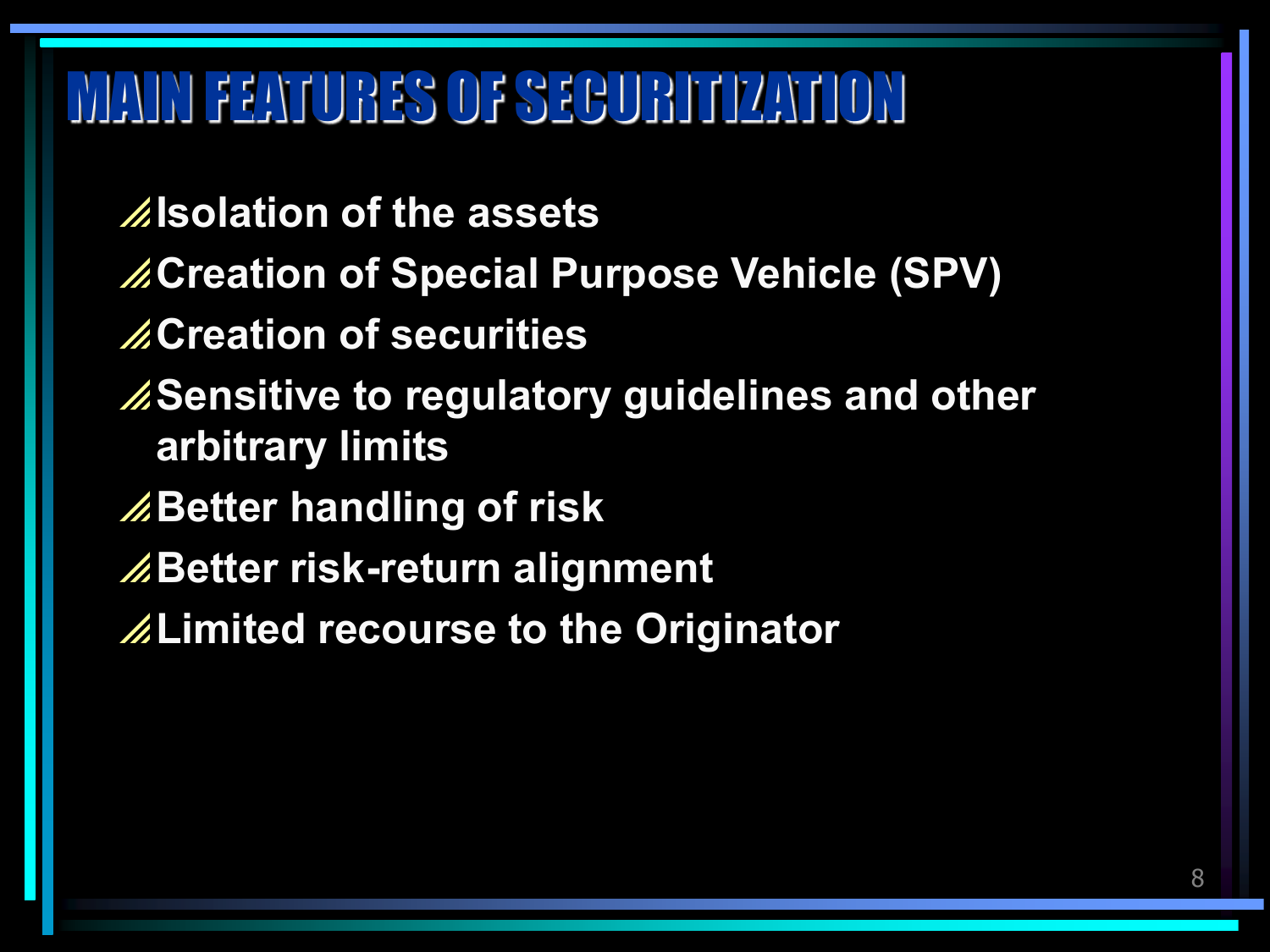# MAIN FEATURES OF SECURITIZATION

- Isolation of the assets
- Creation of Special Purpose Vehicle (SPV)
- Creation of securities
- Sensitive to regulatory guidelines and other arbitrary limits
- Better handling of risk
- Better risk-return alignment
- Limited recourse to the Originator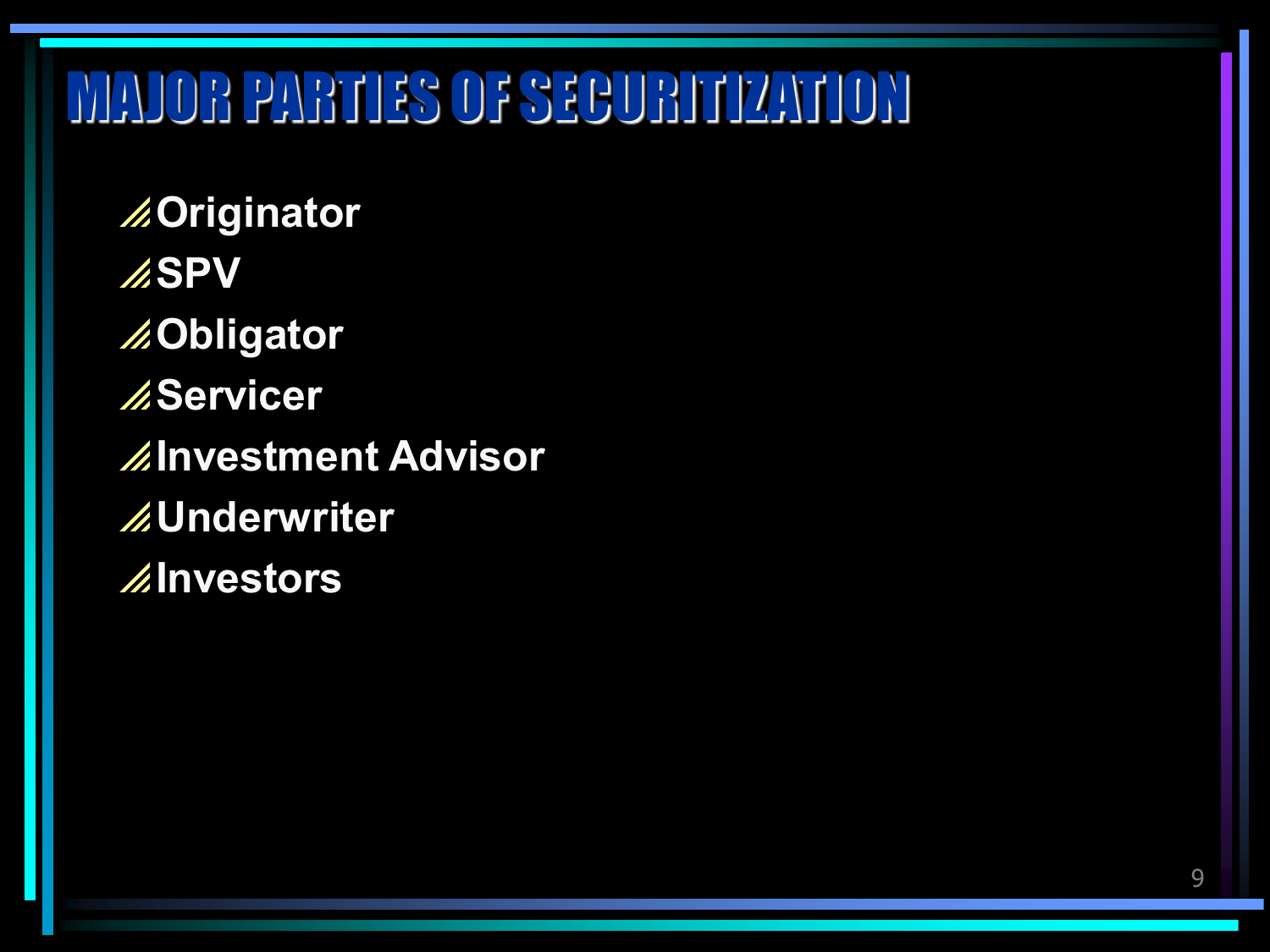# MAJOR PARTIES OF SECURITIZATION

- Originator
- SPV
- Obligator
- Servicer
- Investment Advisor
- Underwriter
- Investors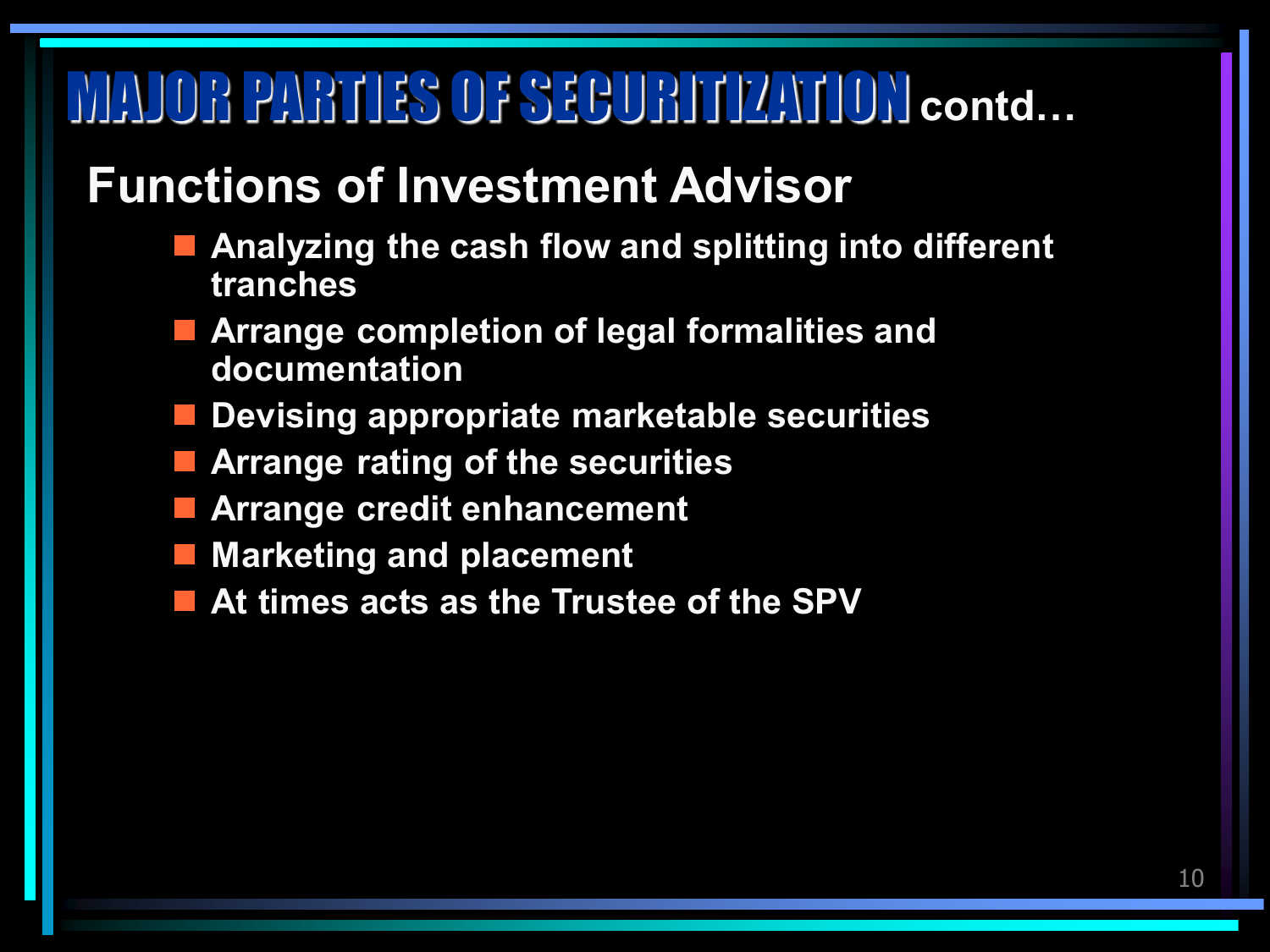# MAJOR PARTIES OF SECURITIZATION contd…

## Functions of Investment Advisor

- Analyzing the cash flow and splitting into different tranches
- Arrange completion of legal formalities and documentation
- Devising appropriate marketable securities
- Arrange rating of the securities
- Arrange credit enhancement
- Marketing and placement
- At times acts as the Trustee of the SPV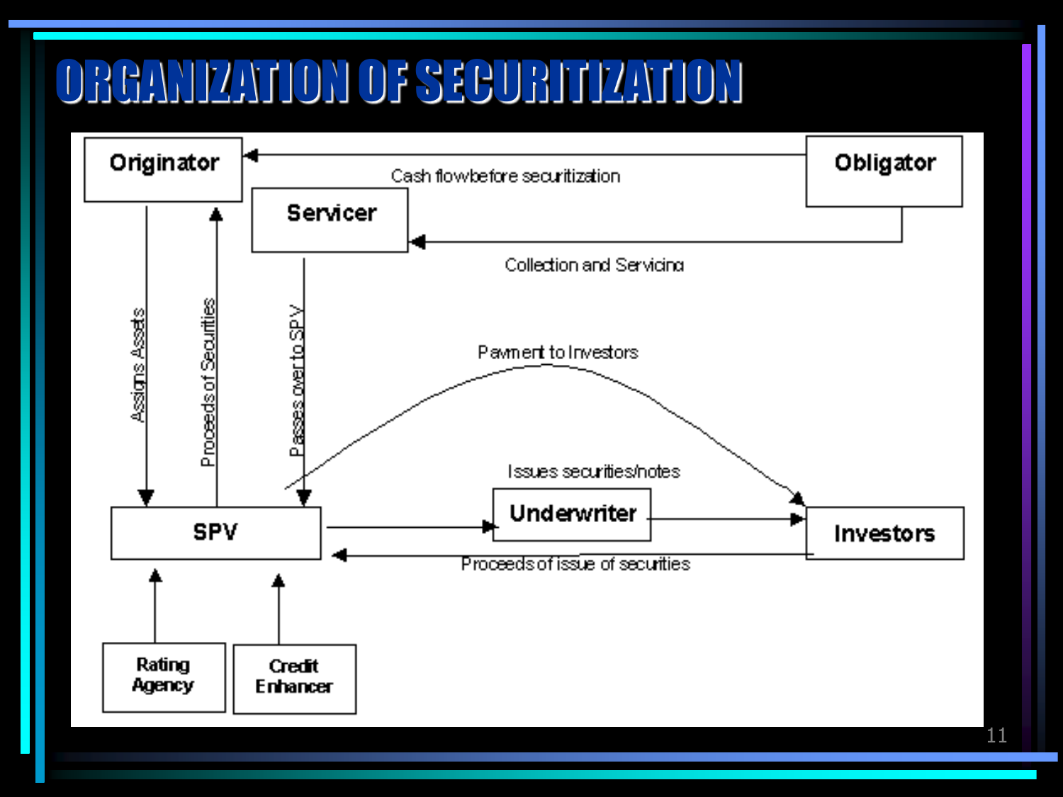# ORGANIZATION OF SECURITIZATION

Originator

Obligator

Cash flow before securitization

Servicer

Collection and Servicing

Assigns Assets

Proceeds of Securities

Passes over to SPV

Payment to Investors

Issues securities/notes

SPV

Underwriter

Investors

Proceeds of issue of securities

Rating Agency

Credit Enhancer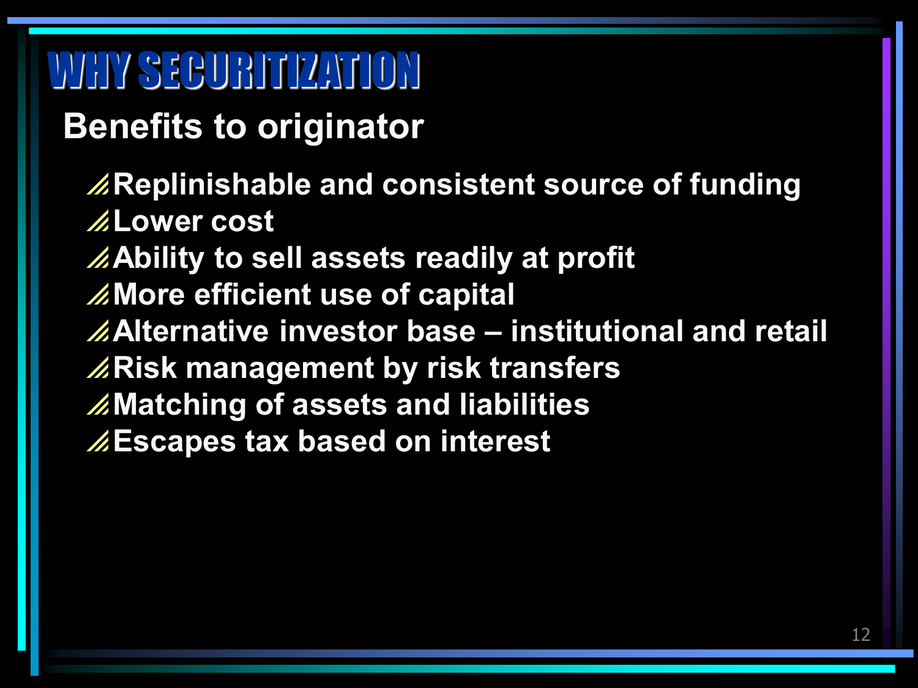# WHY SECURITIZATION

## Benefits to originator

- Replinishable and consistent source of funding
- Lower cost
- Ability to sell assets readily at profit
- More efficient use of capital
- Alternative investor base – institutional and retail
- Risk management by risk transfers
- Matching of assets and liabilities
- Escapes tax based on interest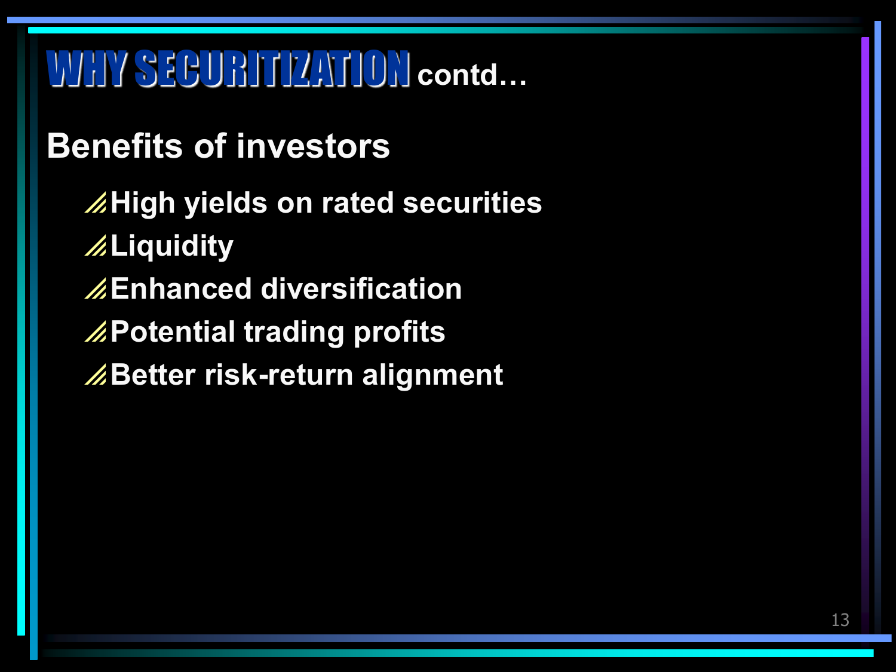# WHY SECURITIZATION contd…

## Benefits of investors

- High yields on rated securities
- Liquidity
- Enhanced diversification
- Potential trading profits
- Better risk-return alignment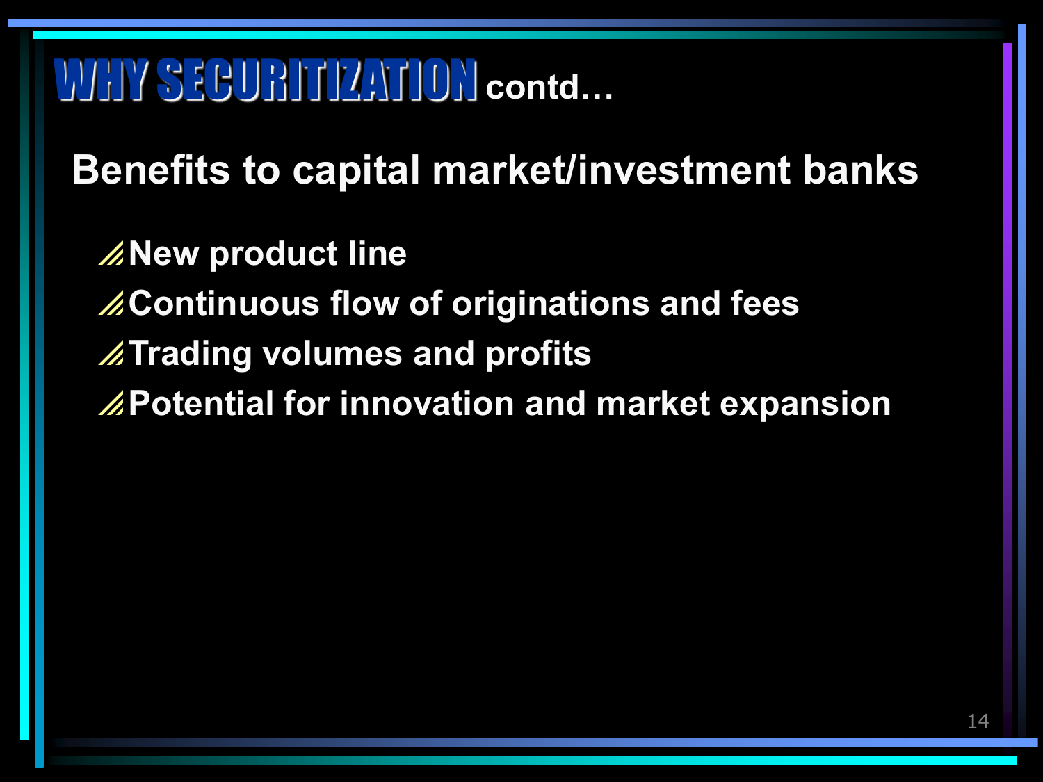# WHY SECURITIZATION contd…

## Benefits to capital market/investment banks

- New product line
- Continuous flow of originations and fees
- Trading volumes and profits
- Potential for innovation and market expansion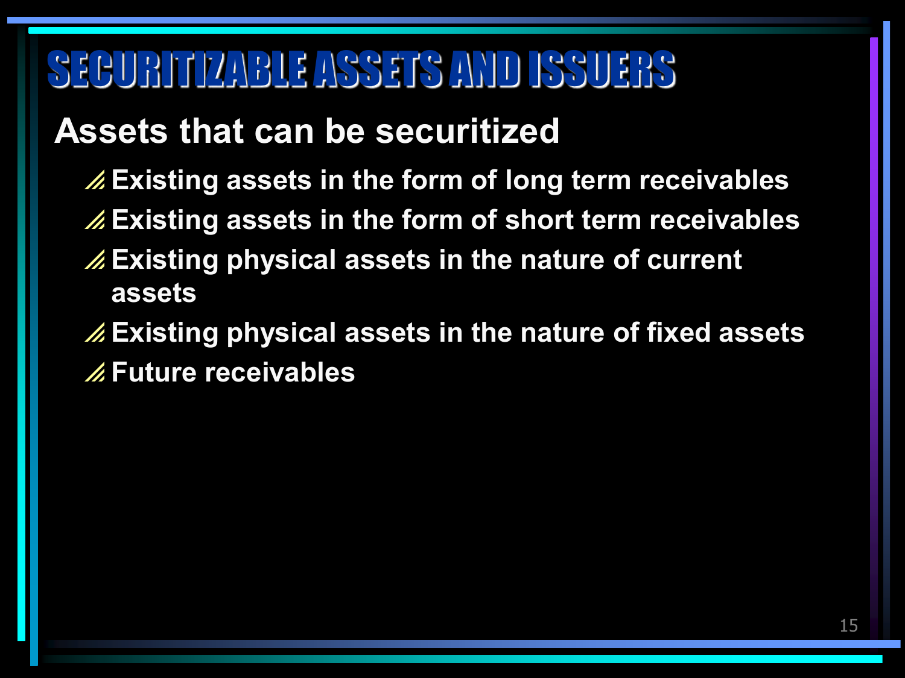# SECURITIZABLE ASSETS AND ISSUERS

## Assets that can be securitized

- Existing assets in the form of long term receivables
- Existing assets in the form of short term receivables
- Existing physical assets in the nature of current assets
- Existing physical assets in the nature of fixed assets
- Future receivables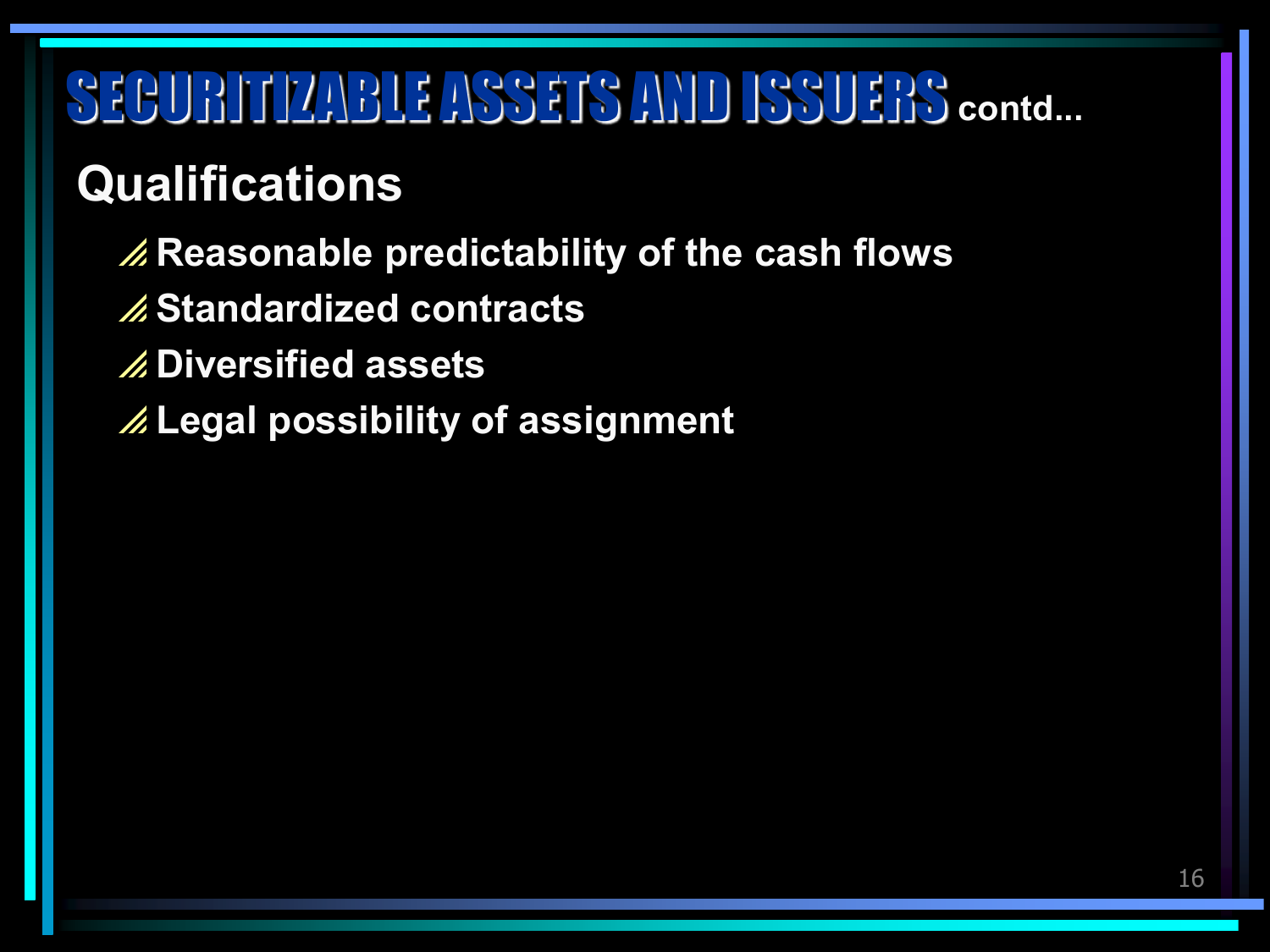# SECURITIZABLE ASSETS AND ISSUERS contd...

## Qualifications

- Reasonable predictability of the cash flows
- Standardized contracts
- Diversified assets
- Legal possibility of assignment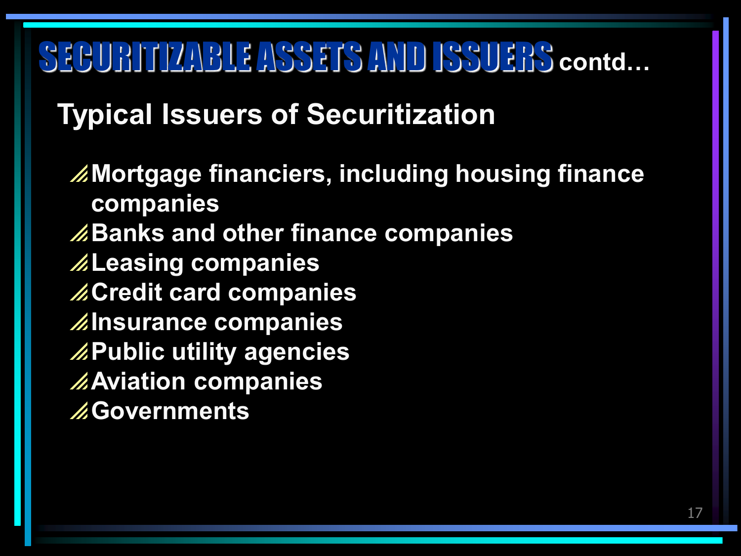# SECURITIZABLE ASSETS AND ISSUERS contd…

## Typical Issuers of Securitization

- Mortgage financiers, including housing finance companies
- Banks and other finance companies
- Leasing companies
- Credit card companies
- Insurance companies
- Public utility agencies
- Aviation companies
- Governments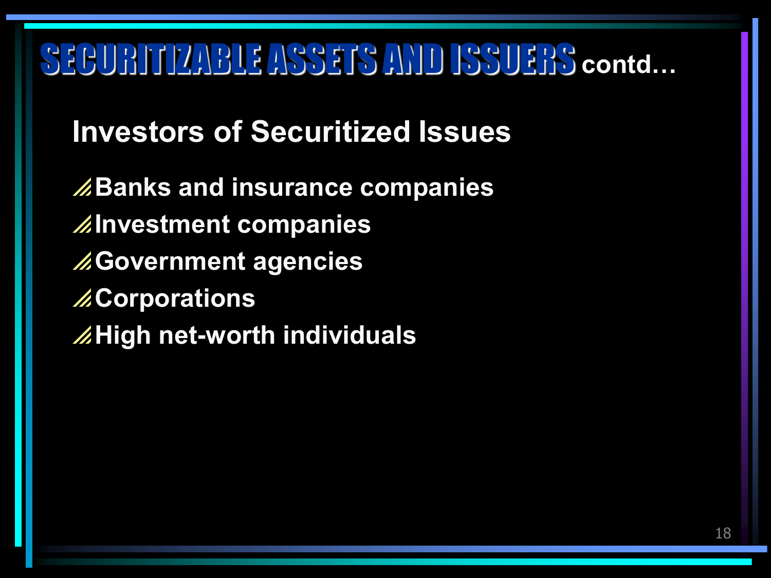# SECURITIZABLE ASSETS AND ISSUERS contd…

## Investors of Securitized Issues

- Banks and insurance companies
- Investment companies
- Government agencies
- Corporations
- High net-worth individuals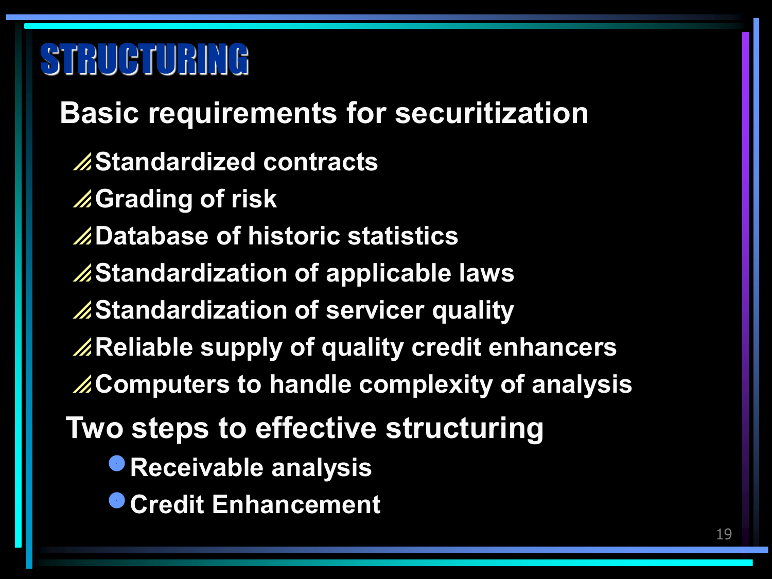# STRUCTURING

## Basic requirements for securitization

- Standardized contracts
- Grading of risk
- Database of historic statistics
- Standardization of applicable laws
- Standardization of servicer quality
- Reliable supply of quality credit enhancers
- Computers to handle complexity of analysis

## Two steps to effective structuring

- Receivable analysis
- Credit Enhancement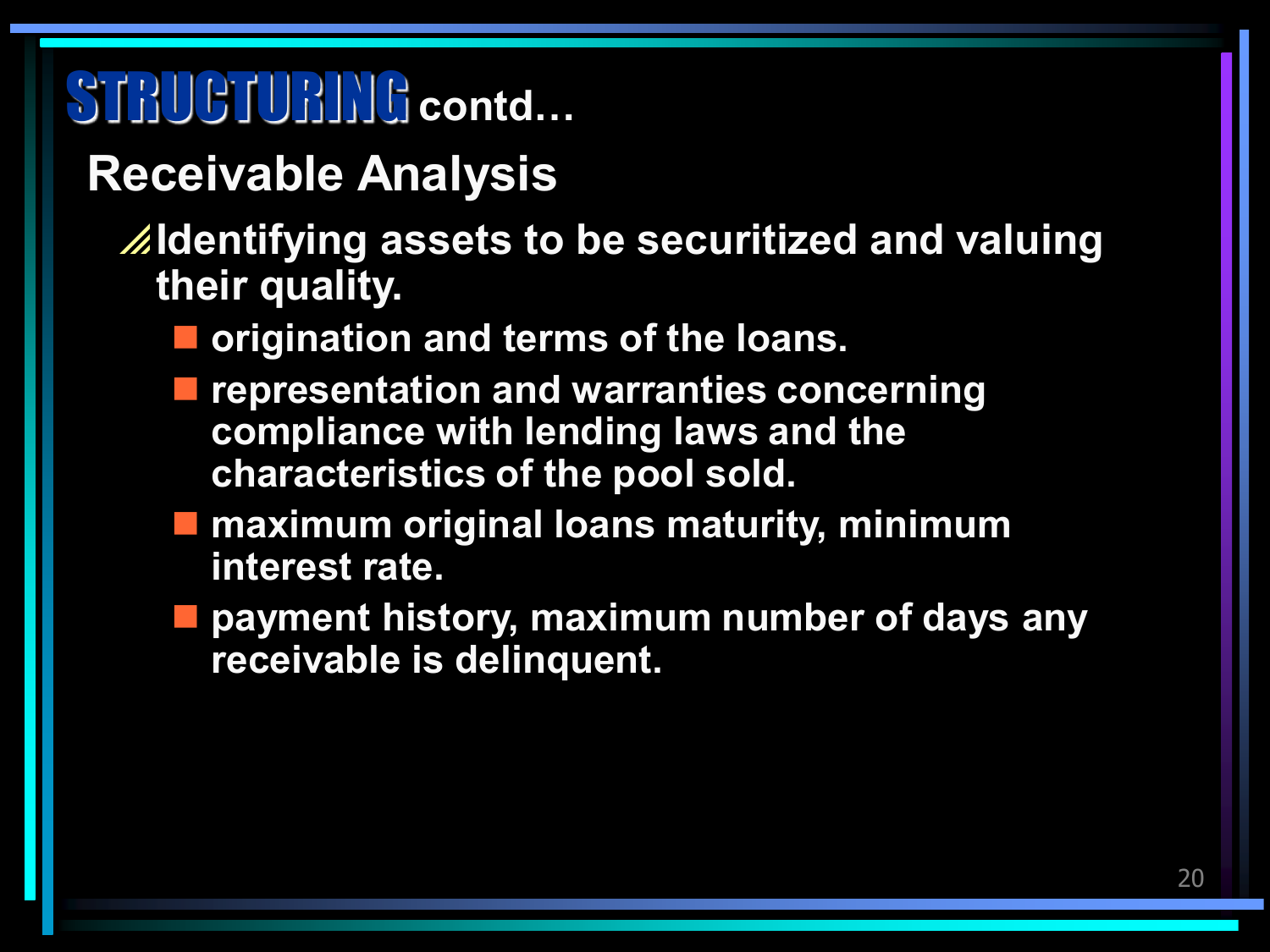# STRUCTURING contd…

## Receivable Analysis

- Identifying assets to be securitized and valuing their quality.
  - origination and terms of the loans.
  - representation and warranties concerning compliance with lending laws and the characteristics of the pool sold.
  - maximum original loans maturity, minimum interest rate.
  - payment history, maximum number of days any receivable is delinquent.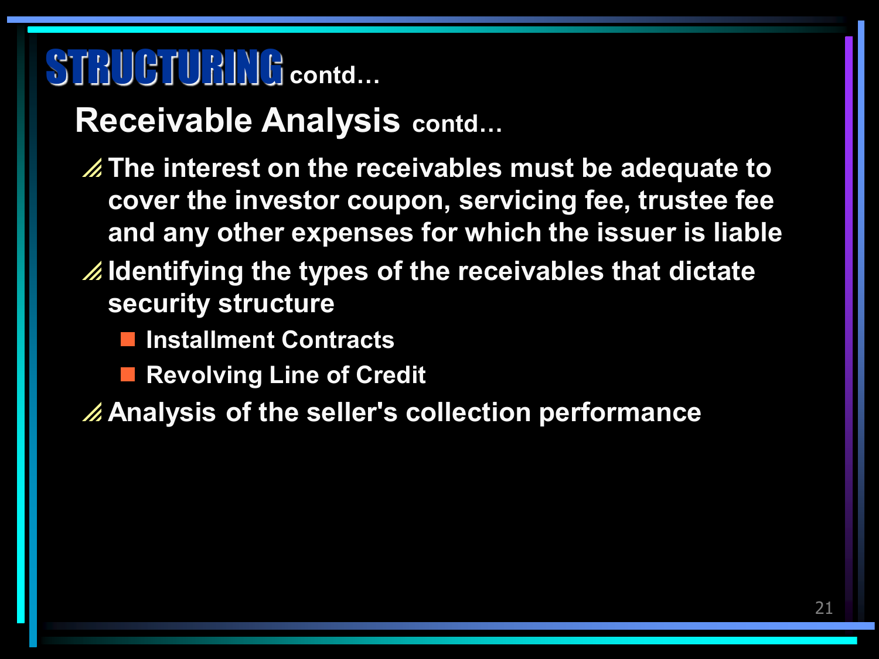# STRUCTURING contd…

## Receivable Analysis contd…

- The interest on the receivables must be adequate to cover the investor coupon, servicing fee, trustee fee and any other expenses for which the issuer is liable
- Identifying the types of the receivables that dictate security structure
  - Installment Contracts
  - Revolving Line of Credit
- Analysis of the seller's collection performance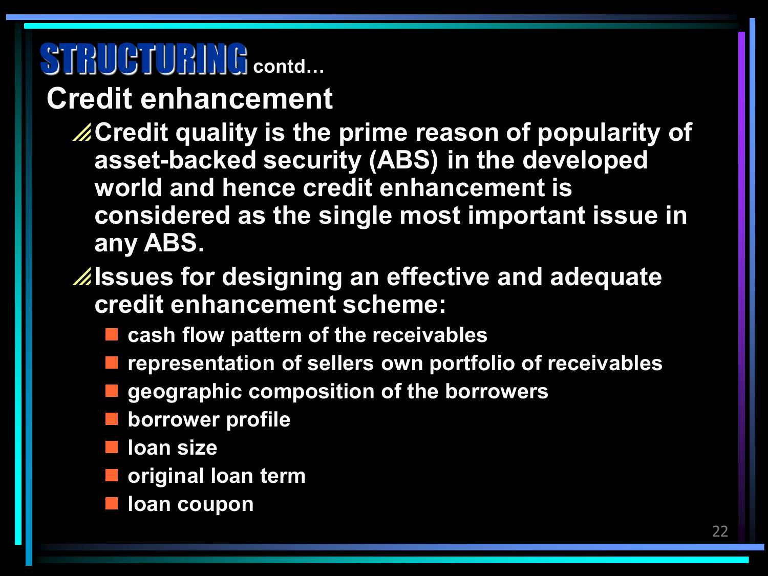# STRUCTURING contd…

## Credit enhancement

- Credit quality is the prime reason of popularity of asset-backed security (ABS) in the developed world and hence credit enhancement is considered as the single most important issue in any ABS.
- Issues for designing an effective and adequate credit enhancement scheme:
  - cash flow pattern of the receivables
  - representation of sellers own portfolio of receivables
  - geographic composition of the borrowers
  - borrower profile
  - loan size
  - original loan term
  - loan coupon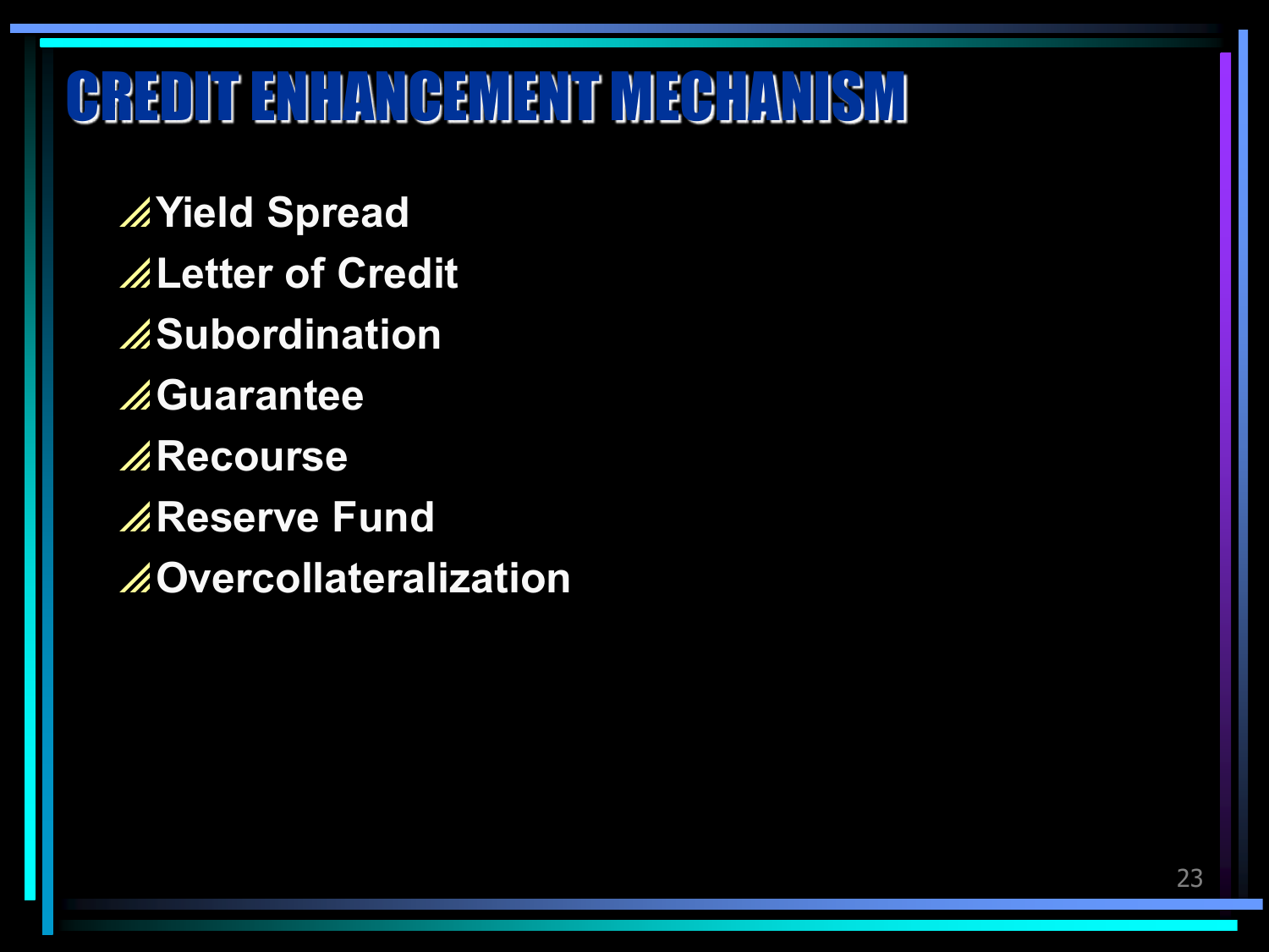# CREDIT ENHANCEMENT MECHANISM

- Yield Spread
- Letter of Credit
- Subordination
- Guarantee
- Recourse
- Reserve Fund
- Overcollateralization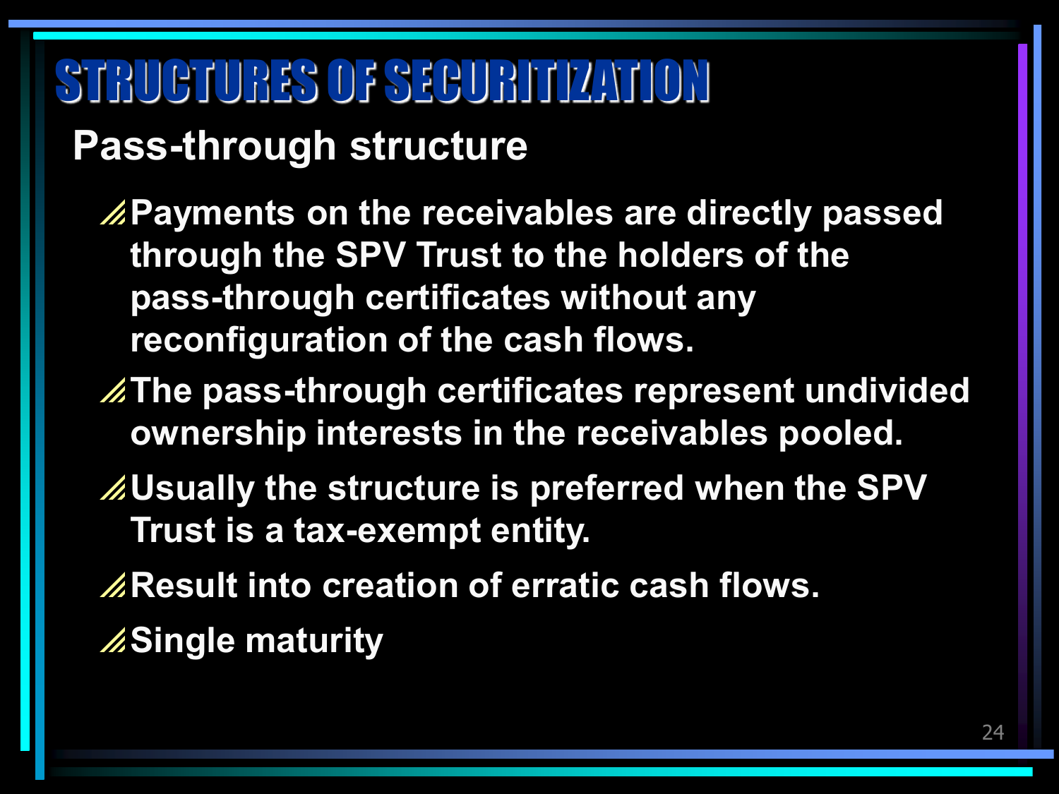# STRUCTURES OF SECURITIZATION

## Pass-through structure

- Payments on the receivables are directly passed through the SPV Trust to the holders of the pass-through certificates without any reconfiguration of the cash flows.
- The pass-through certificates represent undivided ownership interests in the receivables pooled.
- Usually the structure is preferred when the SPV Trust is a tax-exempt entity.
- Result into creation of erratic cash flows.
- Single maturity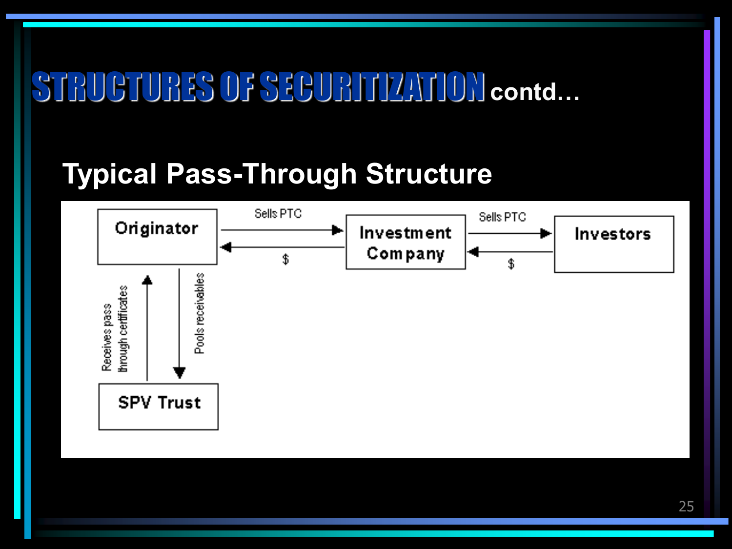# STRUCTURES OF SECURITIZATION contd…

## Typical Pass-Through Structure

- Originator → Investment Company: Sells PTC
- Investment Company → Originator: $
- Investment Company → Investors: Sells PTC
- Investors → Investment Company: $
- Originator → SPV Trust: Pools receivables
- SPV Trust → Originator: Receives pass through certificates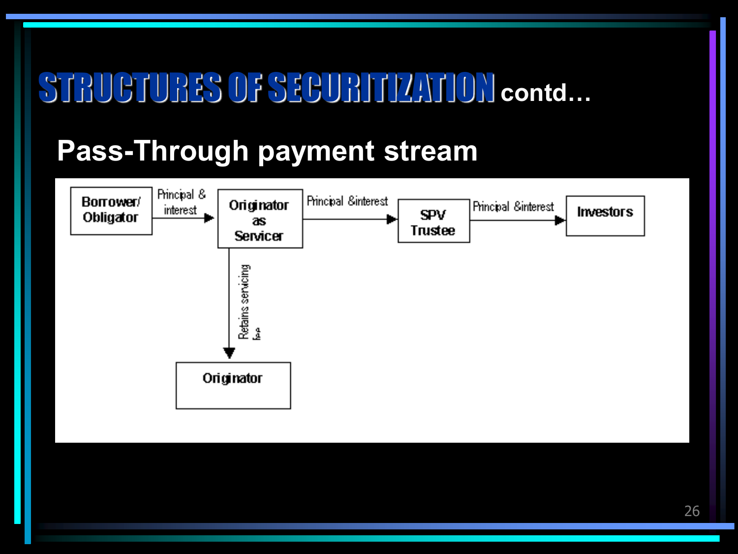# STRUCTURES OF SECURITIZATION contd…

## Pass-Through payment stream

Borrower/ Obligator → (Principal & interest) → Originator as Servicer → (Principal &interest) → SPV Trustee → (Principal &interest) → Investors

Originator as Servicer → (Retains servicing fee) → Originator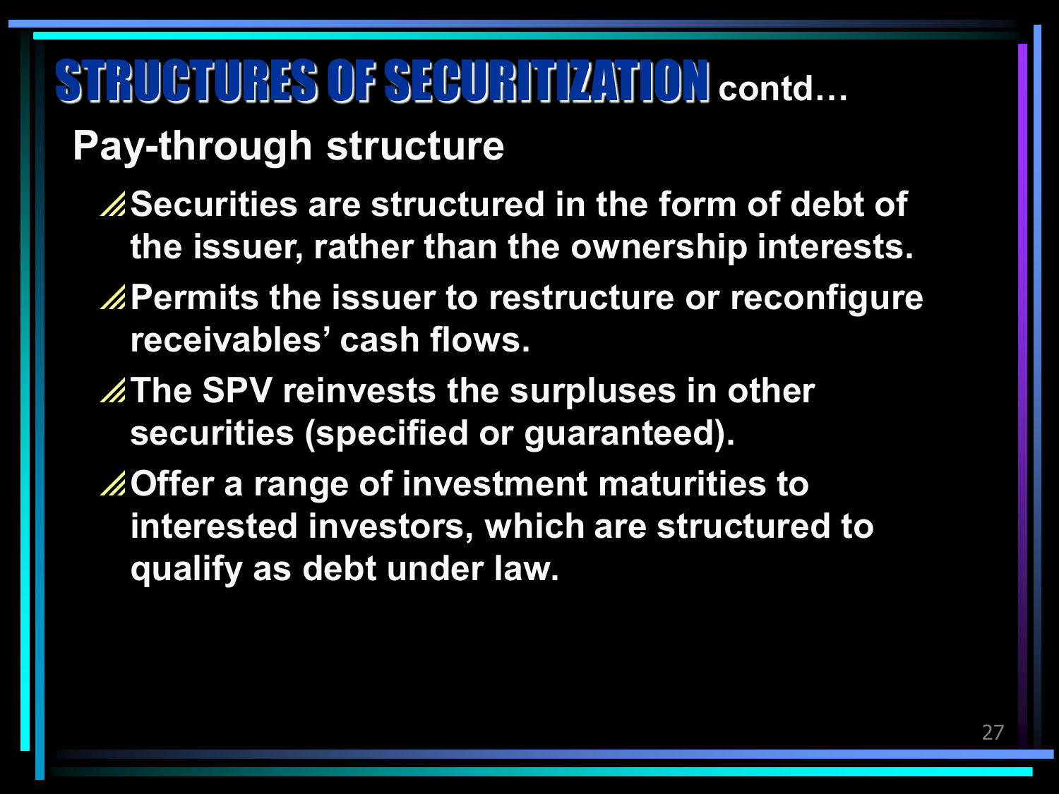# STRUCTURES OF SECURITIZATION contd…

## Pay-through structure

- Securities are structured in the form of debt of the issuer, rather than the ownership interests.
- Permits the issuer to restructure or reconfigure receivables' cash flows.
- The SPV reinvests the surpluses in other securities (specified or guaranteed).
- Offer a range of investment maturities to interested investors, which are structured to qualify as debt under law.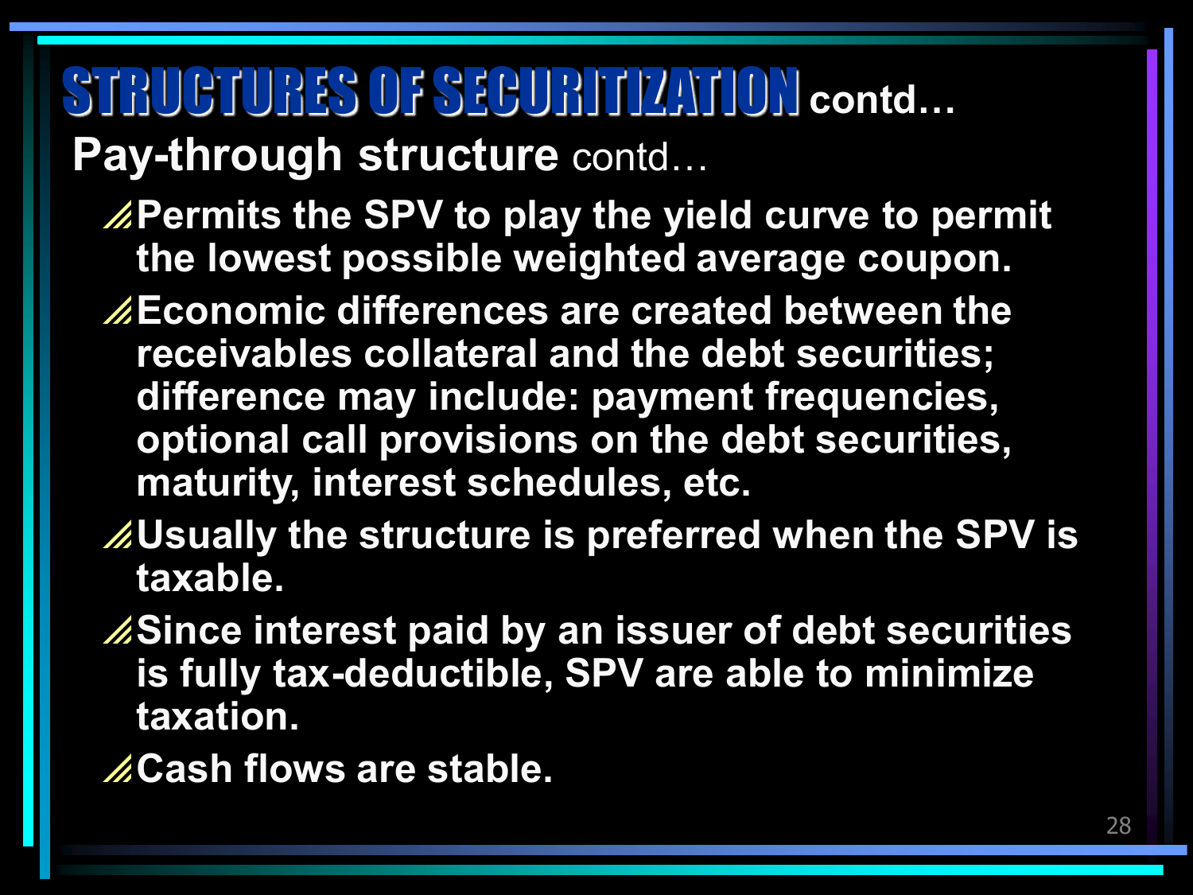# STRUCTURES OF SECURITIZATION contd…

## Pay-through structure contd…

- Permits the SPV to play the yield curve to permit the lowest possible weighted average coupon.
- Economic differences are created between the receivables collateral and the debt securities; difference may include: payment frequencies, optional call provisions on the debt securities, maturity, interest schedules, etc.
- Usually the structure is preferred when the SPV is taxable.
- Since interest paid by an issuer of debt securities is fully tax-deductible, SPV are able to minimize taxation.
- Cash flows are stable.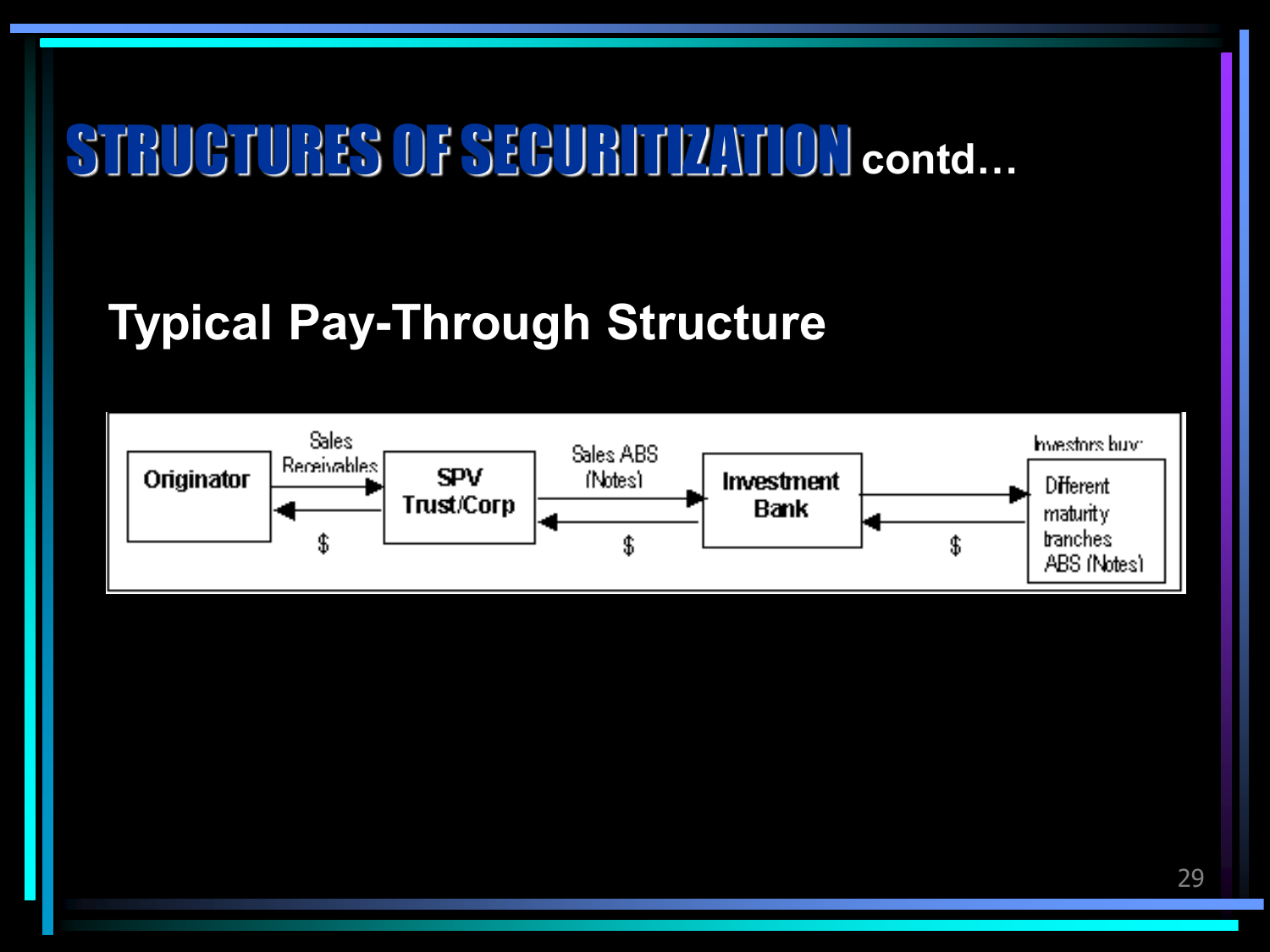# STRUCTURES OF SECURITIZATION contd…

## Typical Pay-Through Structure

Originator → Sales Receivables → SPV Trust/Corp → Sales ABS (Notes) → Investment Bank → Investors buy: Different maturity tranches ABS (Notes)

$ ← $ ← $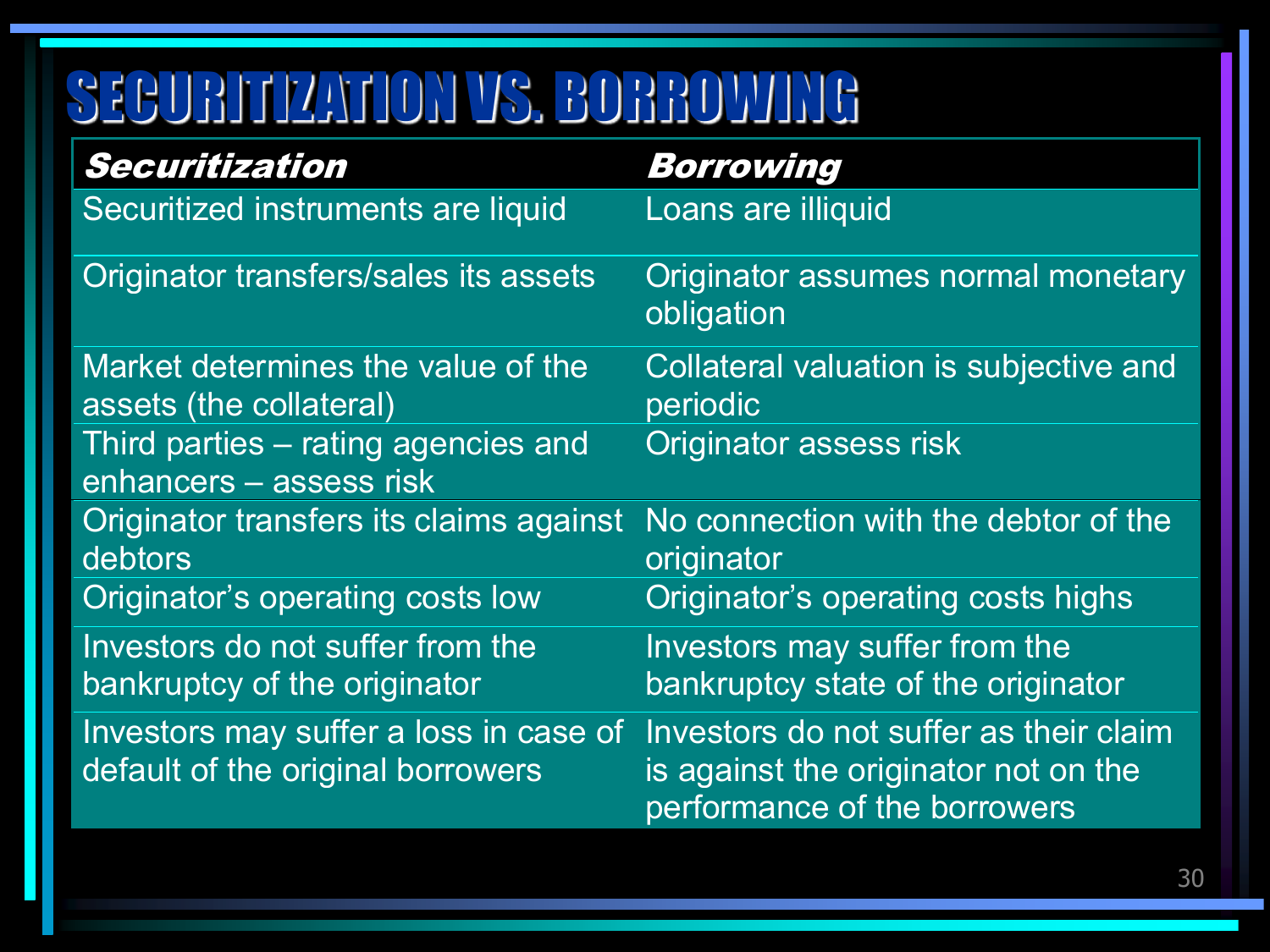# SECURITIZATION VS. BORROWING

| *Securitization* | *Borrowing* |
|---|---|
| Securitized instruments are liquid | Loans are illiquid |
| Originator transfers/sales its assets | Originator assumes normal monetary obligation |
| Market determines the value of the assets (the collateral) | Collateral valuation is subjective and periodic |
| Third parties – rating agencies and enhancers – assess risk | Originator assess risk |
| Originator transfers its claims against debtors | No connection with the debtor of the originator |
| Originator's operating costs low | Originator's operating costs highs |
| Investors do not suffer from the bankruptcy of the originator | Investors may suffer from the bankruptcy state of the originator |
| Investors may suffer a loss in case of default of the original borrowers | Investors do not suffer as their claim is against the originator not on the performance of the borrowers |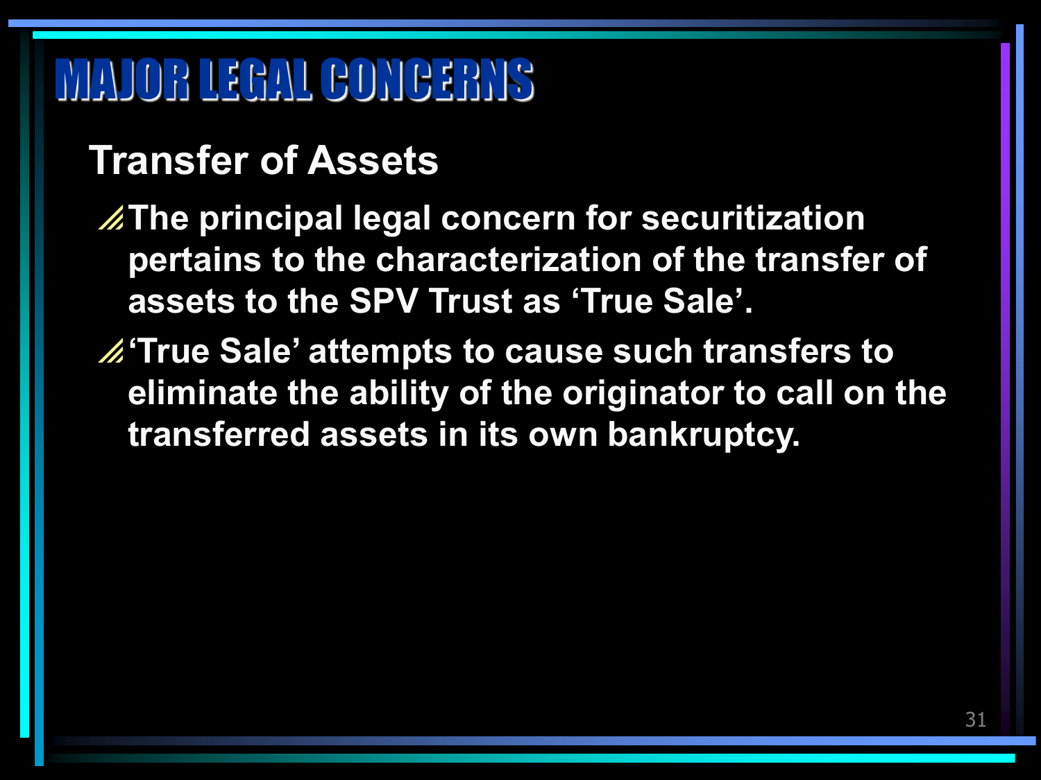# MAJOR LEGAL CONCERNS

## Transfer of Assets

- The principal legal concern for securitization pertains to the characterization of the transfer of assets to the SPV Trust as 'True Sale'.
- 'True Sale' attempts to cause such transfers to eliminate the ability of the originator to call on the transferred assets in its own bankruptcy.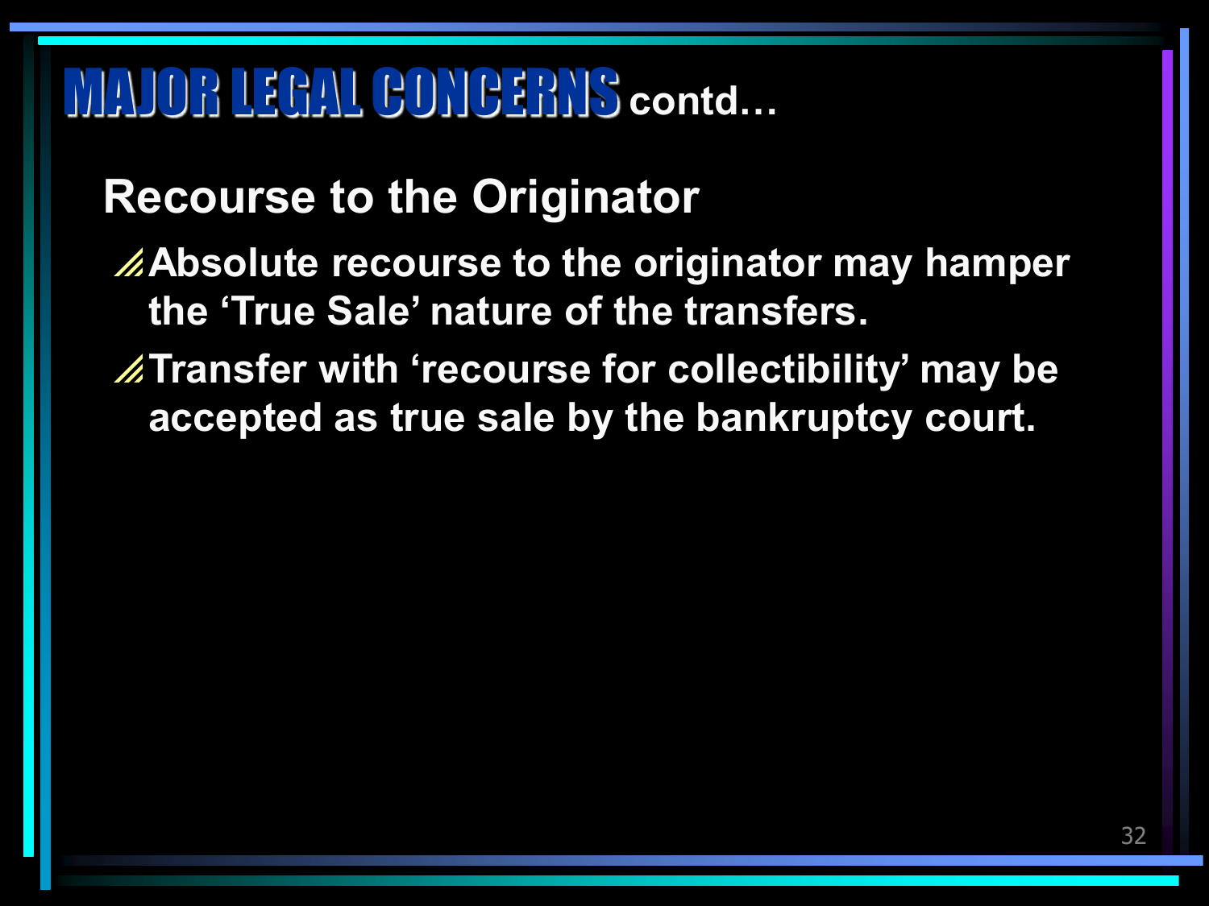# MAJOR LEGAL CONCERNS contd…

## Recourse to the Originator

- Absolute recourse to the originator may hamper the ‘True Sale’ nature of the transfers.
- Transfer with ‘recourse for collectibility’ may be accepted as true sale by the bankruptcy court.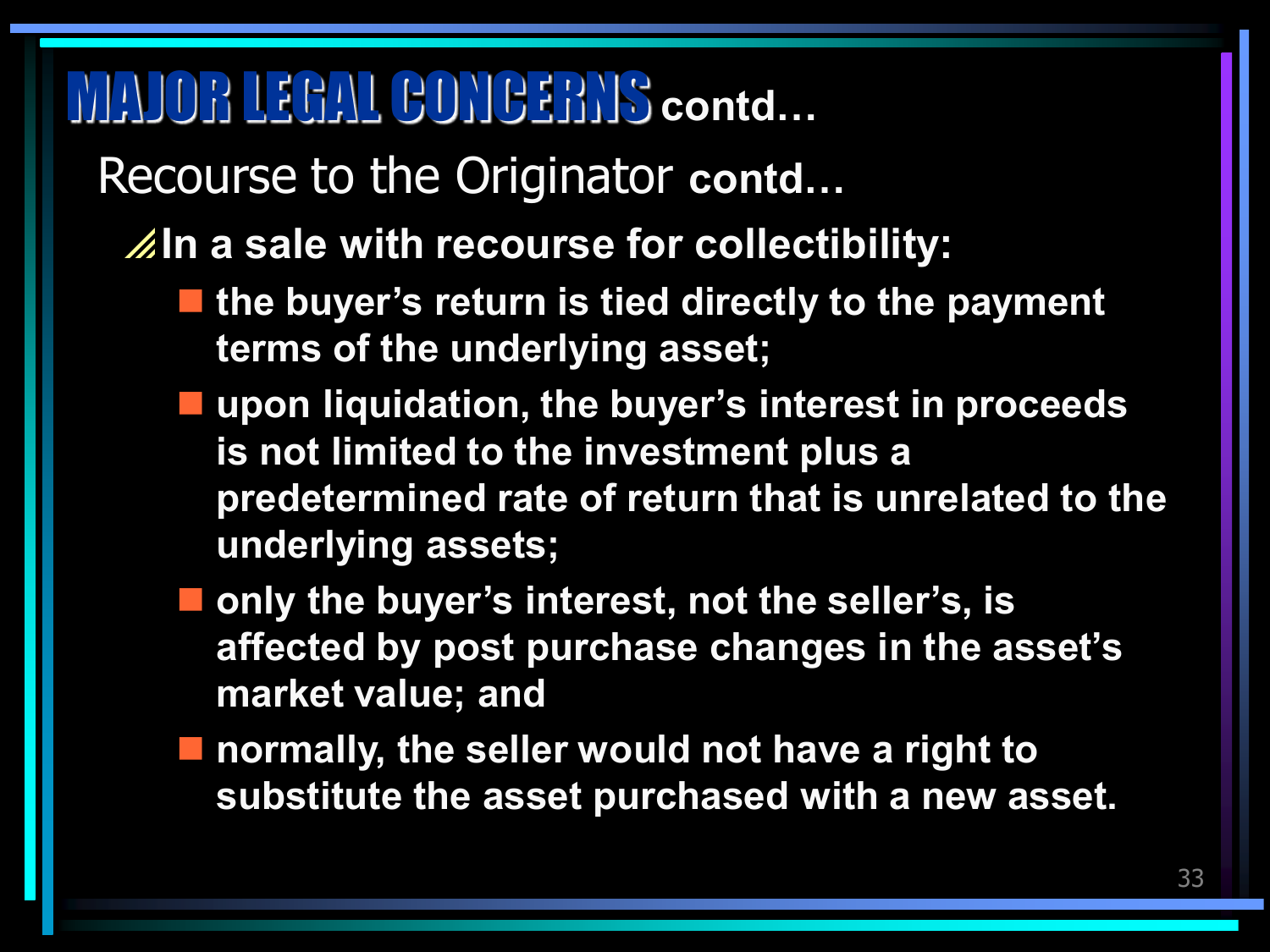# MAJOR LEGAL CONCERNS contd…

## Recourse to the Originator contd…

**In a sale with recourse for collectibility:**

- **the buyer's return is tied directly to the payment terms of the underlying asset;**
- **upon liquidation, the buyer's interest in proceeds is not limited to the investment plus a predetermined rate of return that is unrelated to the underlying assets;**
- **only the buyer's interest, not the seller's, is affected by post purchase changes in the asset's market value; and**
- **normally, the seller would not have a right to substitute the asset purchased with a new asset.**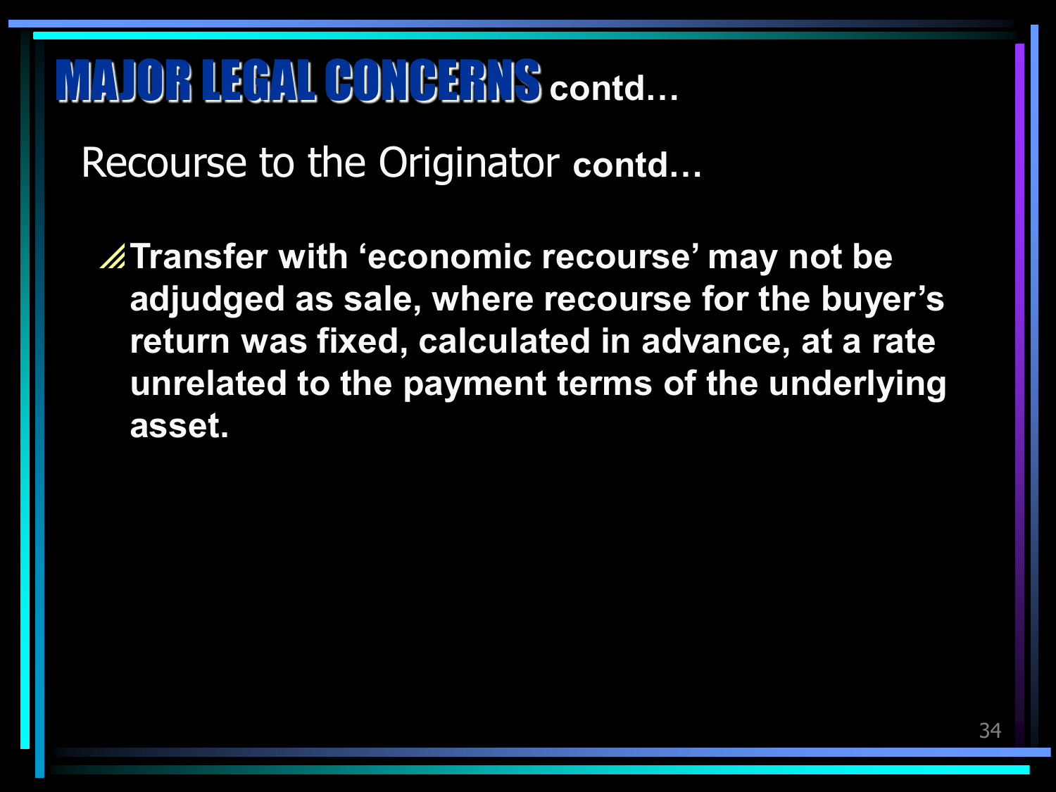# MAJOR LEGAL CONCERNS contd…

## Recourse to the Originator contd…

- **Transfer with ‘economic recourse’ may not be adjudged as sale, where recourse for the buyer’s return was fixed, calculated in advance, at a rate unrelated to the payment terms of the underlying asset.**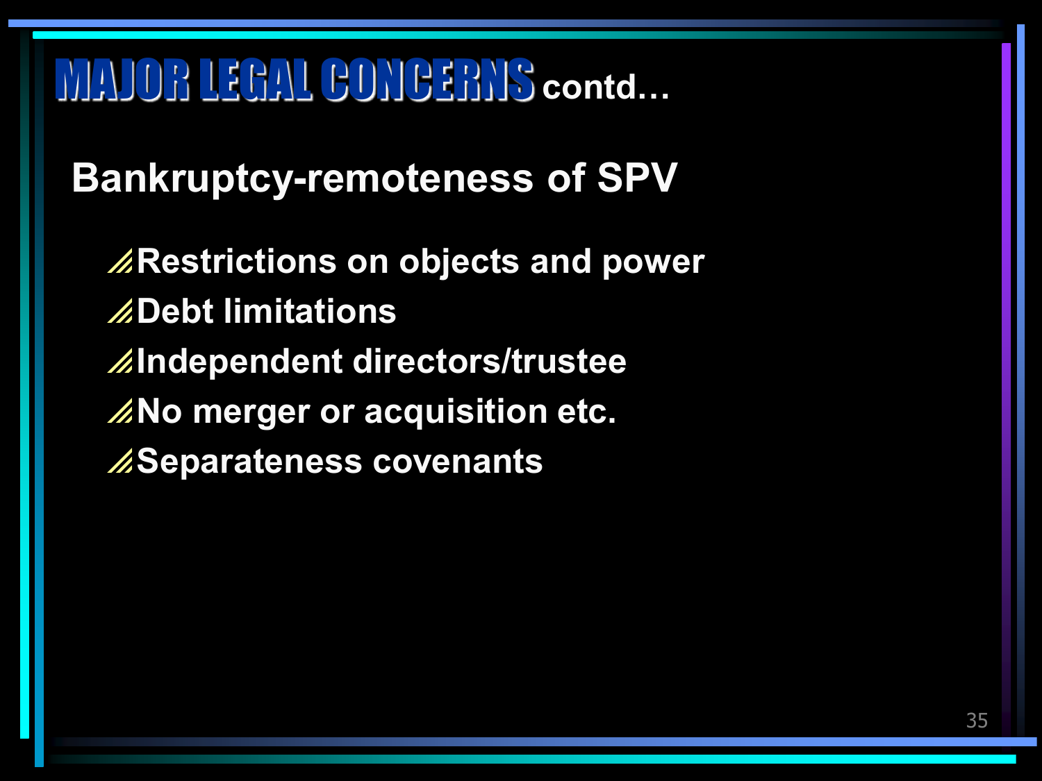# MAJOR LEGAL CONCERNS contd…

## Bankruptcy-remoteness of SPV

- Restrictions on objects and power
- Debt limitations
- Independent directors/trustee
- No merger or acquisition etc.
- Separateness covenants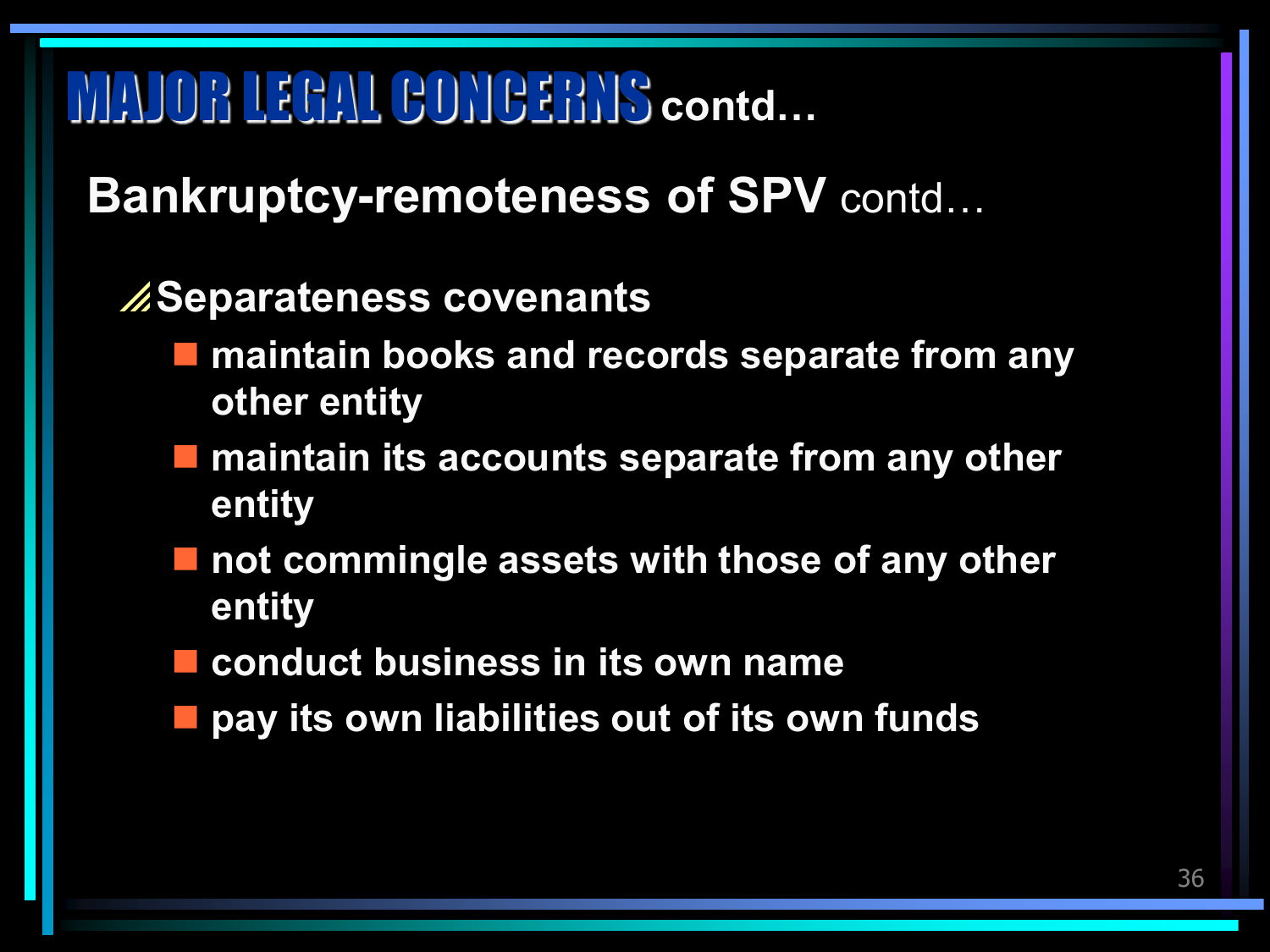# MAJOR LEGAL CONCERNS contd…

## Bankruptcy-remoteness of SPV contd…

- **Separateness covenants**
  - **maintain books and records separate from any other entity**
  - **maintain its accounts separate from any other entity**
  - **not commingle assets with those of any other entity**
  - **conduct business in its own name**
  - **pay its own liabilities out of its own funds**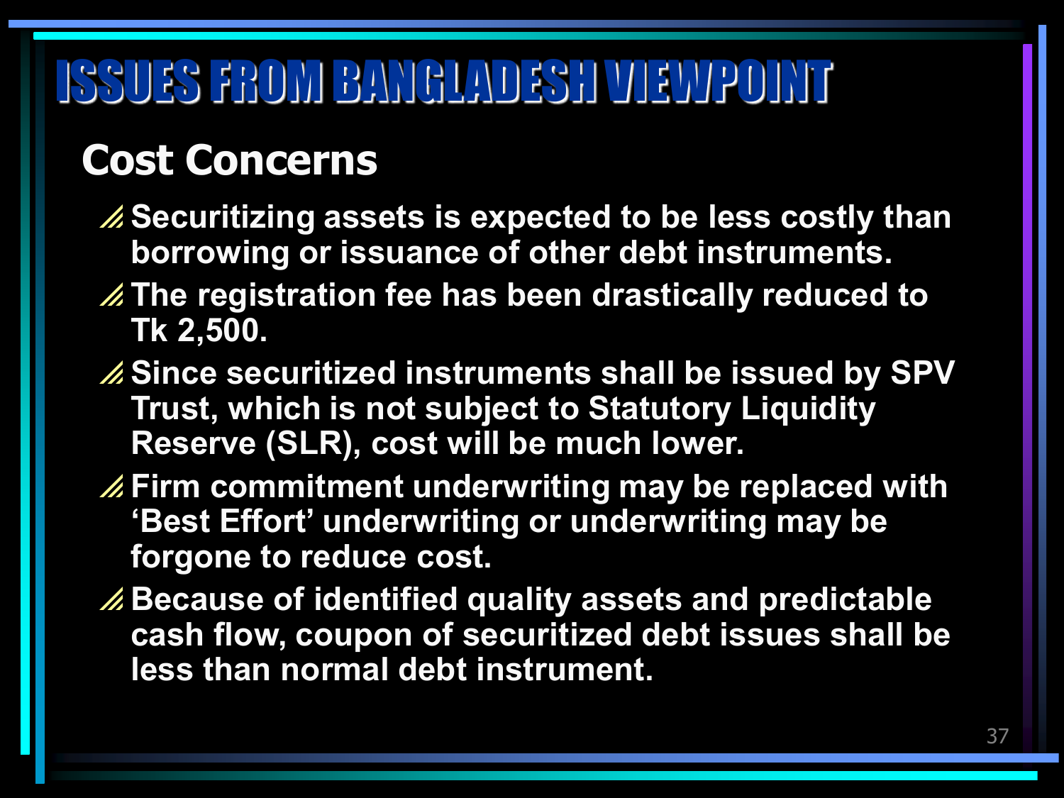# ISSUES FROM BANGLADESH VIEWPOINT

## Cost Concerns

- Securitizing assets is expected to be less costly than borrowing or issuance of other debt instruments.
- The registration fee has been drastically reduced to Tk 2,500.
- Since securitized instruments shall be issued by SPV Trust, which is not subject to Statutory Liquidity Reserve (SLR), cost will be much lower.
- Firm commitment underwriting may be replaced with ‘Best Effort’ underwriting or underwriting may be forgone to reduce cost.
- Because of identified quality assets and predictable cash flow, coupon of securitized debt issues shall be less than normal debt instrument.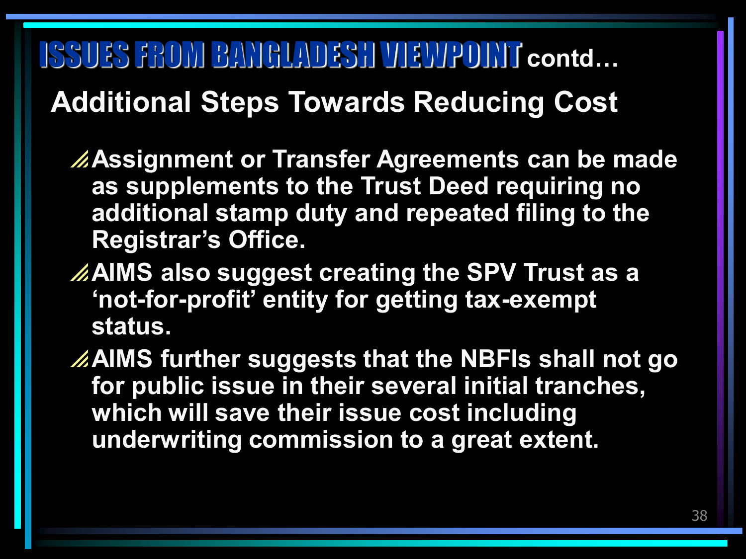# ISSUES FROM BANGLADESH VIEWPOINT contd…

## Additional Steps Towards Reducing Cost

- Assignment or Transfer Agreements can be made as supplements to the Trust Deed requiring no additional stamp duty and repeated filing to the Registrar's Office.
- AIMS also suggest creating the SPV Trust as a 'not-for-profit' entity for getting tax-exempt status.
- AIMS further suggests that the NBFIs shall not go for public issue in their several initial tranches, which will save their issue cost including underwriting commission to a great extent.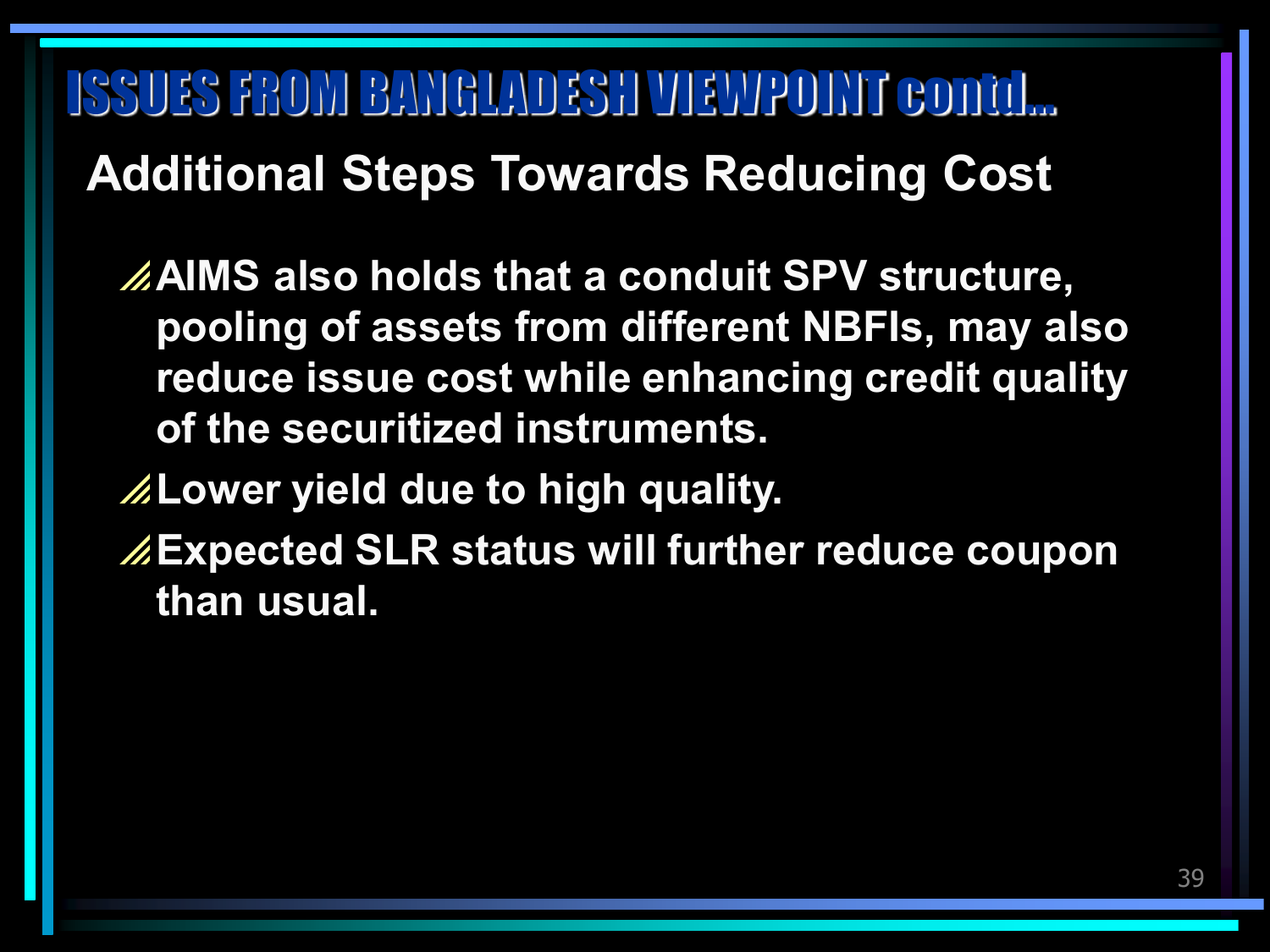# ISSUES FROM BANGLADESH VIEWPOINT contd...

## Additional Steps Towards Reducing Cost

- **AIMS also holds that a conduit SPV structure, pooling of assets from different NBFIs, may also reduce issue cost while enhancing credit quality of the securitized instruments.**
- **Lower yield due to high quality.**
- **Expected SLR status will further reduce coupon than usual.**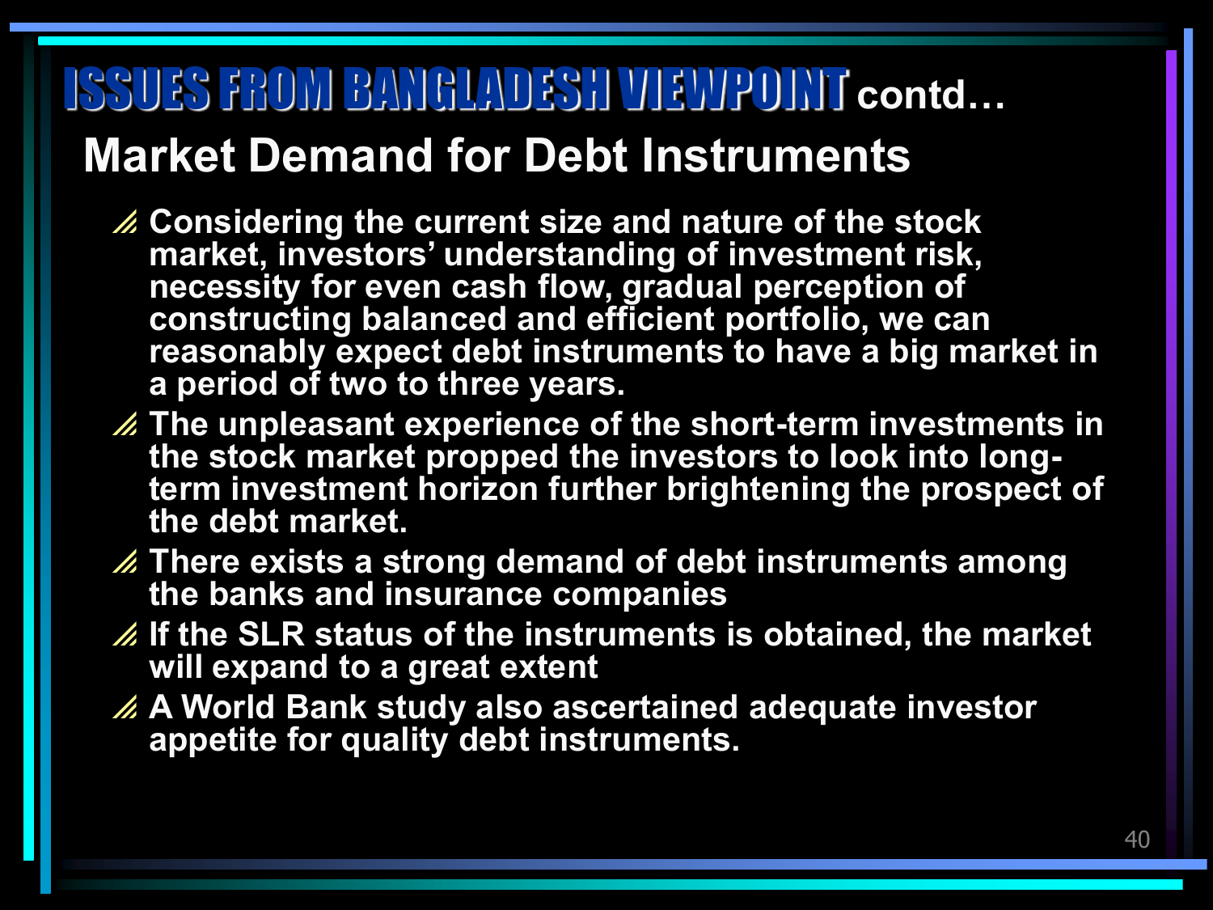# ISSUES FROM BANGLADESH VIEWPOINT contd…

## Market Demand for Debt Instruments

- Considering the current size and nature of the stock market, investors' understanding of investment risk, necessity for even cash flow, gradual perception of constructing balanced and efficient portfolio, we can reasonably expect debt instruments to have a big market in a period of two to three years.
- The unpleasant experience of the short-term investments in the stock market propped the investors to look into long-term investment horizon further brightening the prospect of the debt market.
- There exists a strong demand of debt instruments among the banks and insurance companies
- If the SLR status of the instruments is obtained, the market will expand to a great extent
- A World Bank study also ascertained adequate investor appetite for quality debt instruments.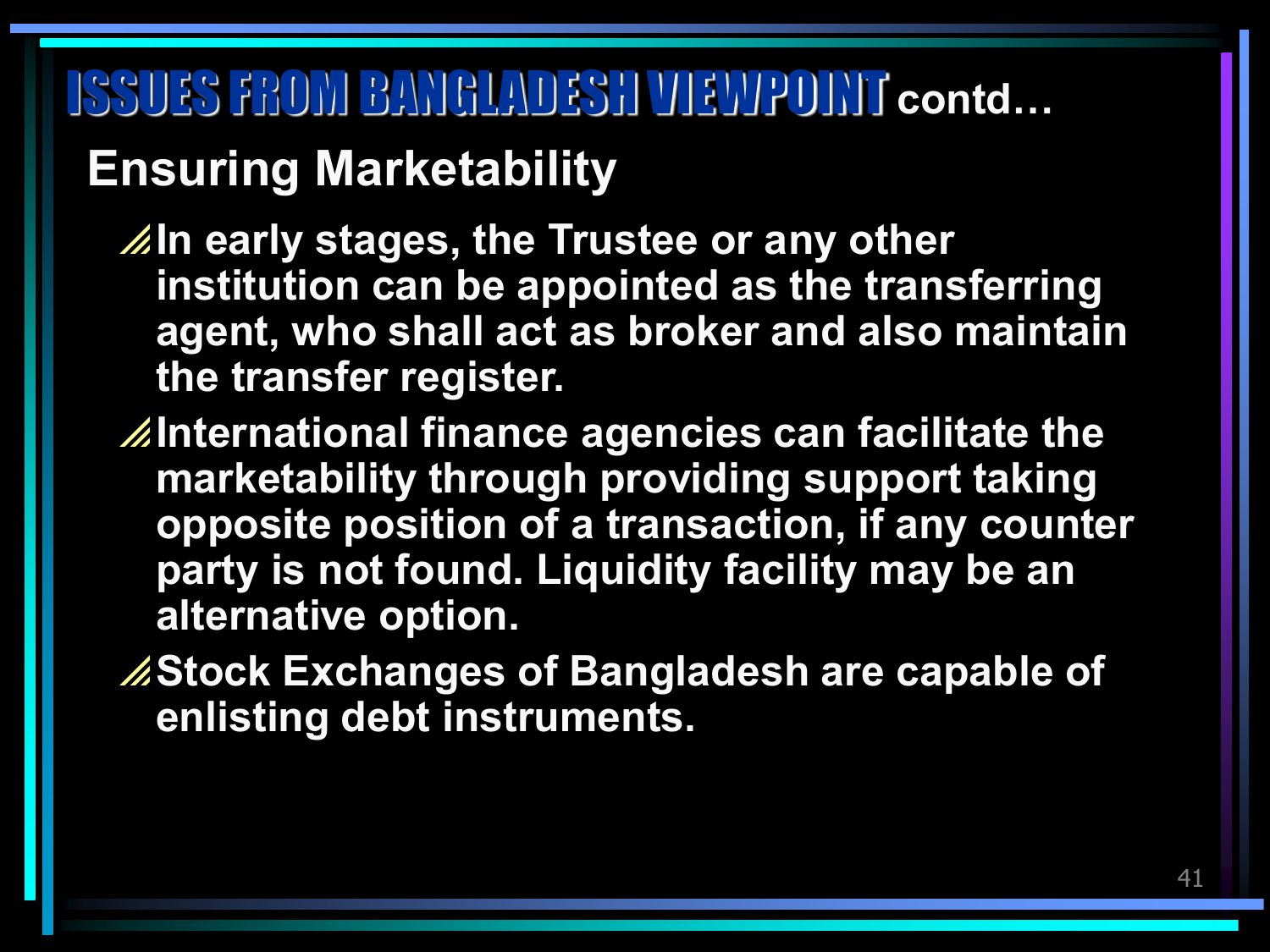# ISSUES FROM BANGLADESH VIEWPOINT contd…

## Ensuring Marketability

- In early stages, the Trustee or any other institution can be appointed as the transferring agent, who shall act as broker and also maintain the transfer register.
- International finance agencies can facilitate the marketability through providing support taking opposite position of a transaction, if any counter party is not found. Liquidity facility may be an alternative option.
- Stock Exchanges of Bangladesh are capable of enlisting debt instruments.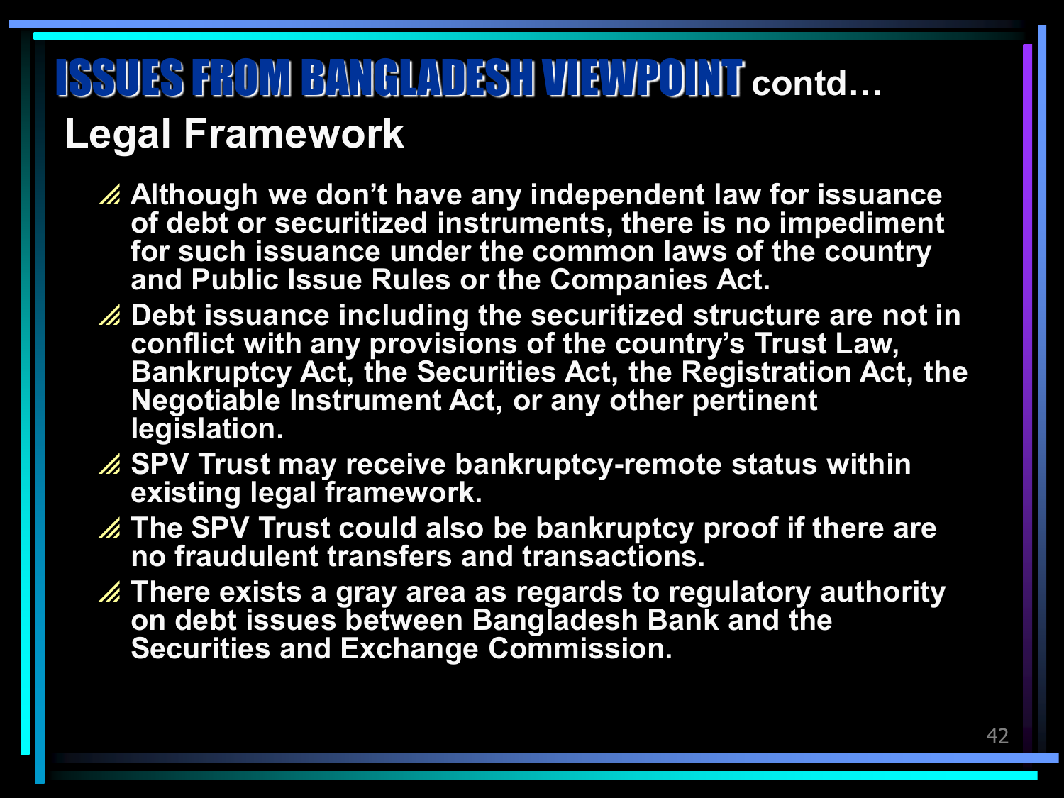# ISSUES FROM BANGLADESH VIEWPOINT contd…

## Legal Framework

- Although we don't have any independent law for issuance of debt or securitized instruments, there is no impediment for such issuance under the common laws of the country and Public Issue Rules or the Companies Act.
- Debt issuance including the securitized structure are not in conflict with any provisions of the country's Trust Law, Bankruptcy Act, the Securities Act, the Registration Act, the Negotiable Instrument Act, or any other pertinent legislation.
- SPV Trust may receive bankruptcy-remote status within existing legal framework.
- The SPV Trust could also be bankruptcy proof if there are no fraudulent transfers and transactions.
- There exists a gray area as regards to regulatory authority on debt issues between Bangladesh Bank and the Securities and Exchange Commission.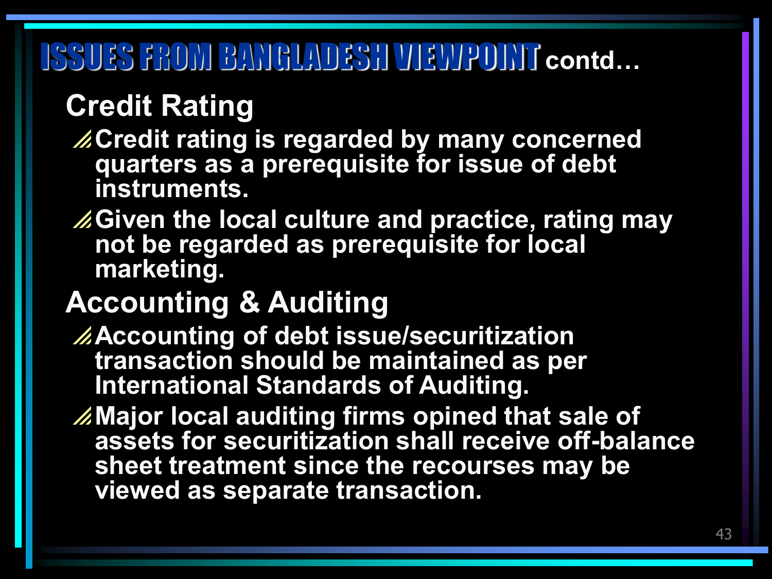# ISSUES FROM BANGLADESH VIEWPOINT contd…

## Credit Rating

- Credit rating is regarded by many concerned quarters as a prerequisite for issue of debt instruments.
- Given the local culture and practice, rating may not be regarded as prerequisite for local marketing.

## Accounting & Auditing

- Accounting of debt issue/securitization transaction should be maintained as per International Standards of Auditing.
- Major local auditing firms opined that sale of assets for securitization shall receive off-balance sheet treatment since the recourses may be viewed as separate transaction.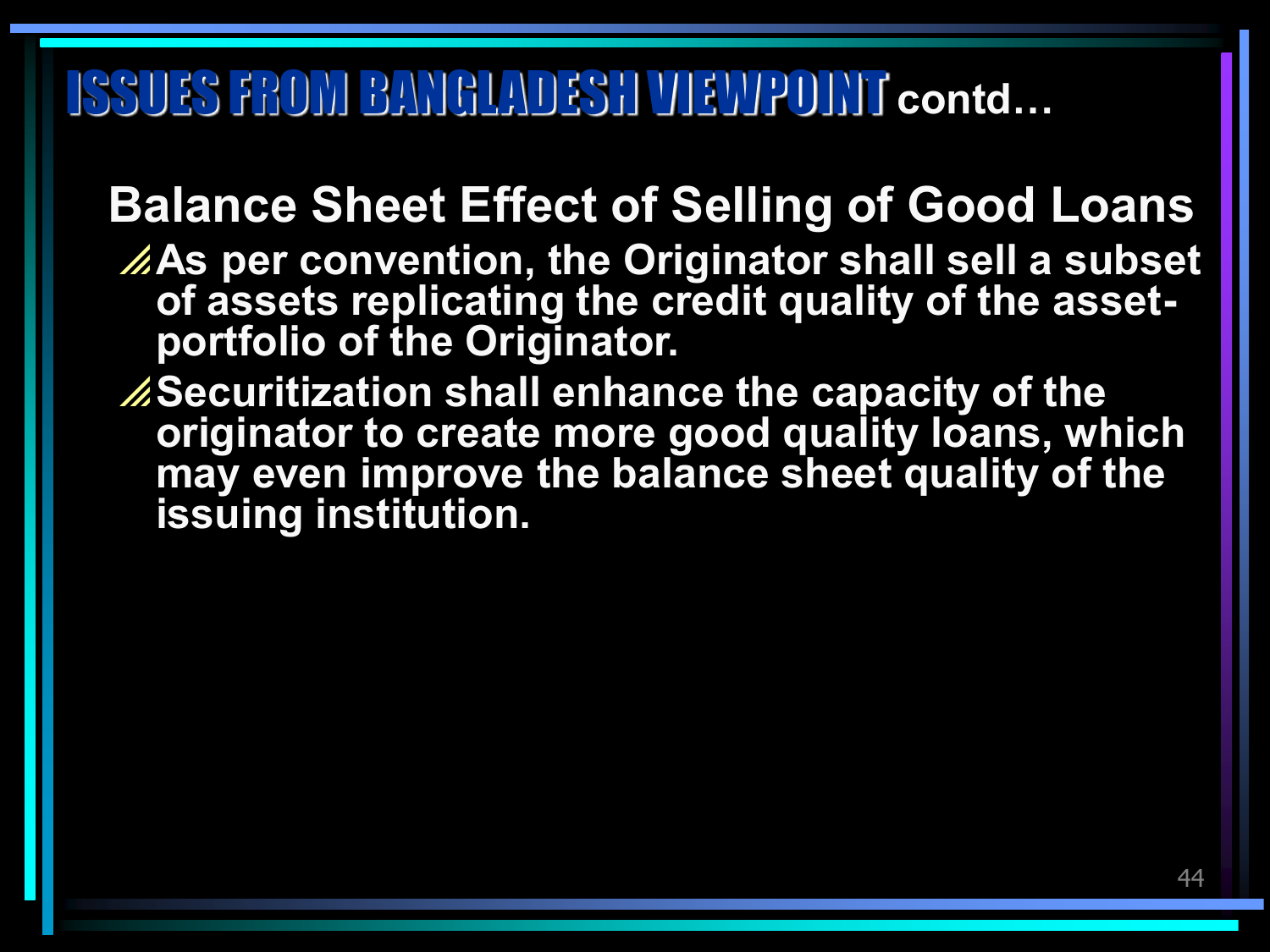# ISSUES FROM BANGLADESH VIEWPOINT contd…

## Balance Sheet Effect of Selling of Good Loans

- As per convention, the Originator shall sell a subset of assets replicating the credit quality of the asset-portfolio of the Originator.
- Securitization shall enhance the capacity of the originator to create more good quality loans, which may even improve the balance sheet quality of the issuing institution.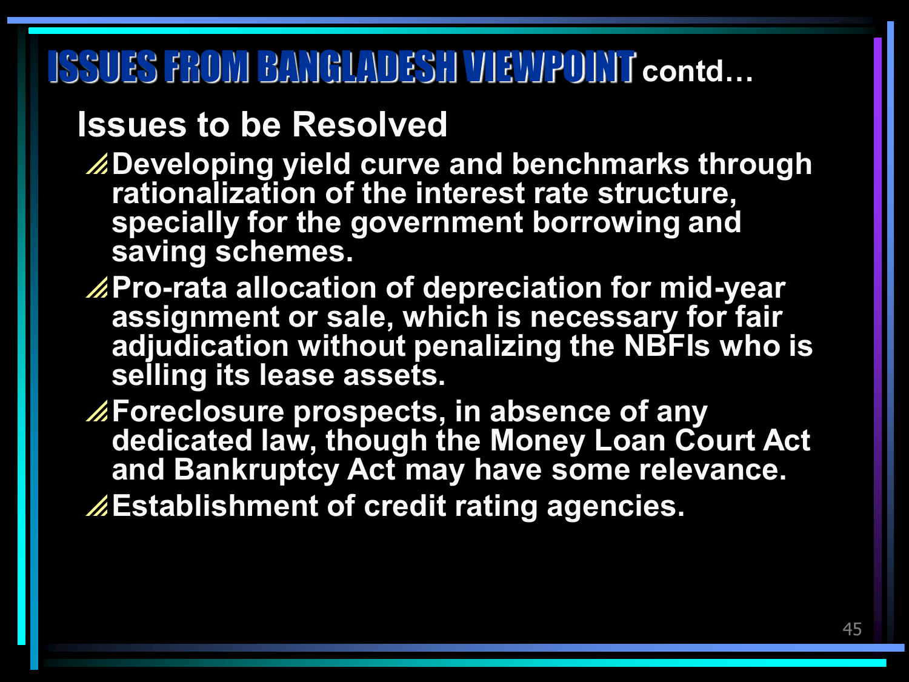# ISSUES FROM BANGLADESH VIEWPOINT contd…

## Issues to be Resolved

- Developing yield curve and benchmarks through rationalization of the interest rate structure, specially for the government borrowing and saving schemes.
- Pro-rata allocation of depreciation for mid-year assignment or sale, which is necessary for fair adjudication without penalizing the NBFIs who is selling its lease assets.
- Foreclosure prospects, in absence of any dedicated law, though the Money Loan Court Act and Bankruptcy Act may have some relevance.
- Establishment of credit rating agencies.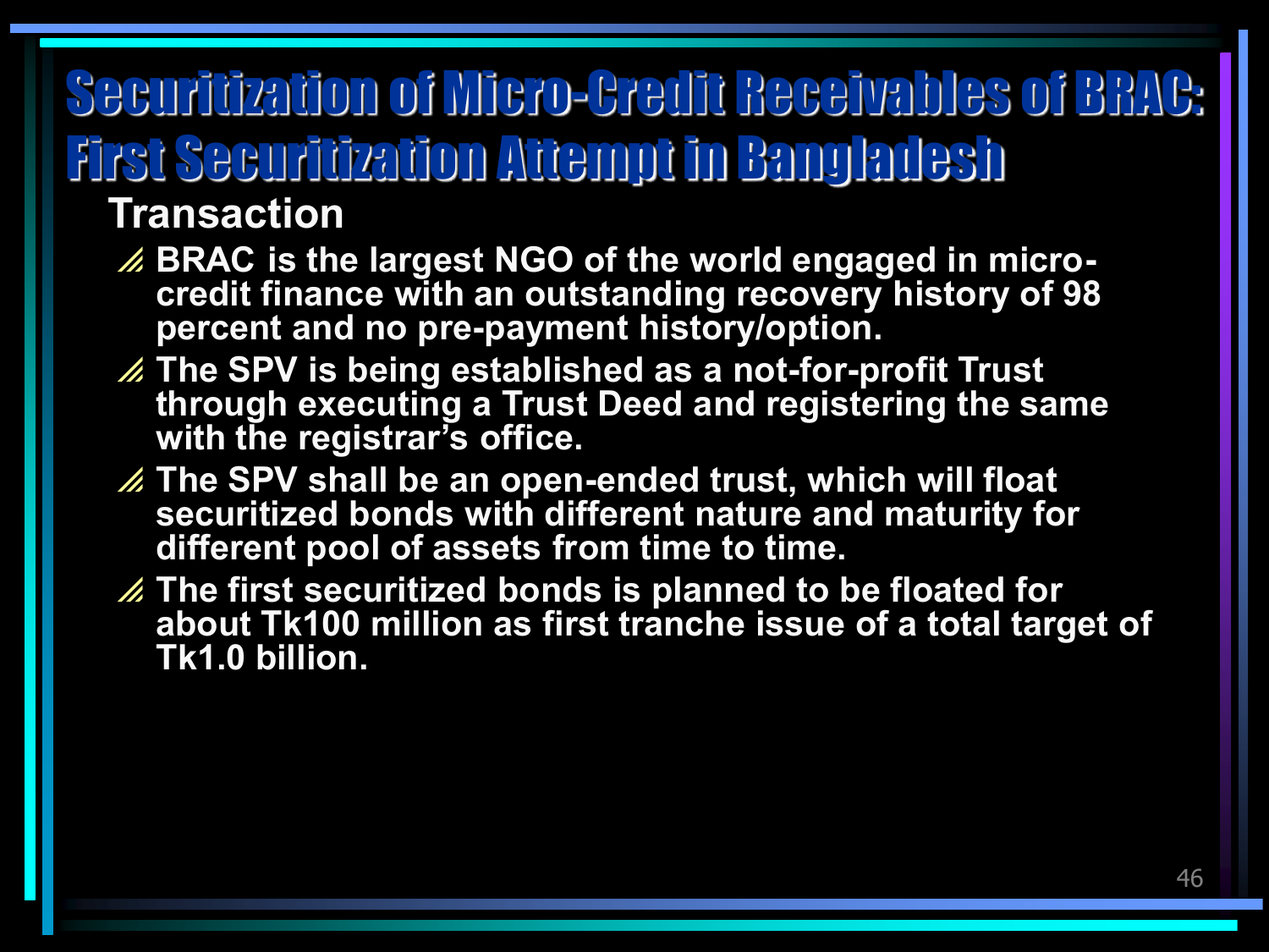# Securitization of Micro-Credit Receivables of BRAC: First Securitization Attempt in Bangladesh

## Transaction

- BRAC is the largest NGO of the world engaged in micro-credit finance with an outstanding recovery history of 98 percent and no pre-payment history/option.
- The SPV is being established as a not-for-profit Trust through executing a Trust Deed and registering the same with the registrar's office.
- The SPV shall be an open-ended trust, which will float securitized bonds with different nature and maturity for different pool of assets from time to time.
- The first securitized bonds is planned to be floated for about Tk100 million as first tranche issue of a total target of Tk1.0 billion.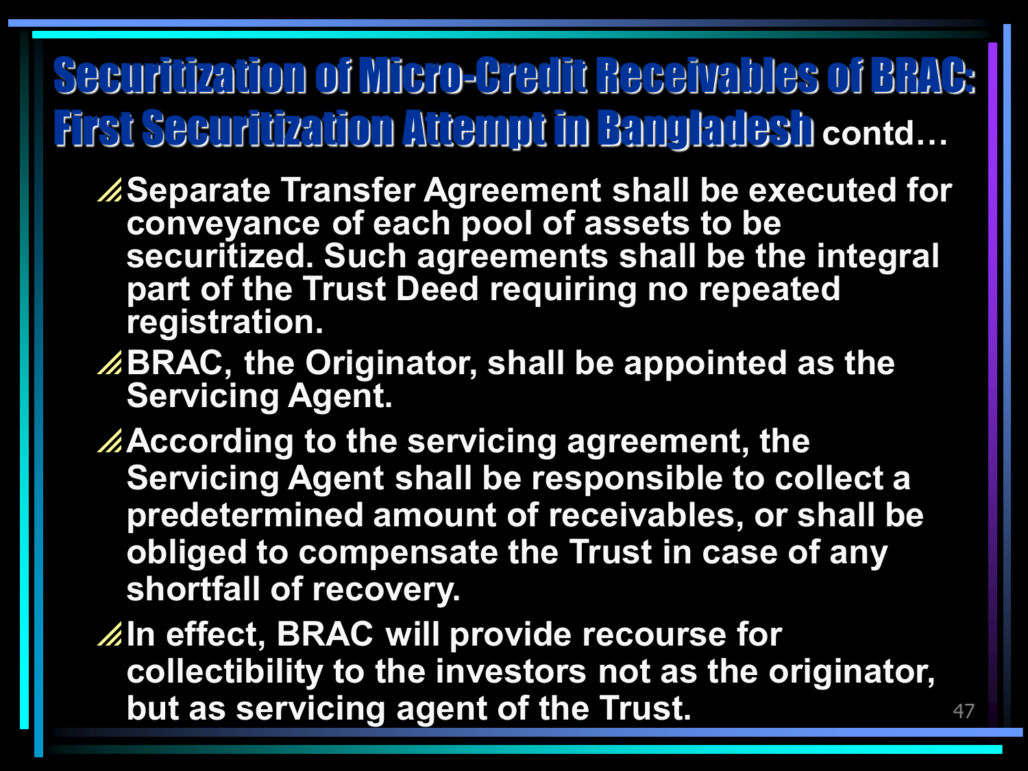# Securitization of Micro-Credit Receivables of BRAC: First Securitization Attempt in Bangladesh contd…

- Separate Transfer Agreement shall be executed for conveyance of each pool of assets to be securitized. Such agreements shall be the integral part of the Trust Deed requiring no repeated registration.
- BRAC, the Originator, shall be appointed as the Servicing Agent.
- According to the servicing agreement, the Servicing Agent shall be responsible to collect a predetermined amount of receivables, or shall be obliged to compensate the Trust in case of any shortfall of recovery.
- In effect, BRAC will provide recourse for collectibility to the investors not as the originator, but as servicing agent of the Trust.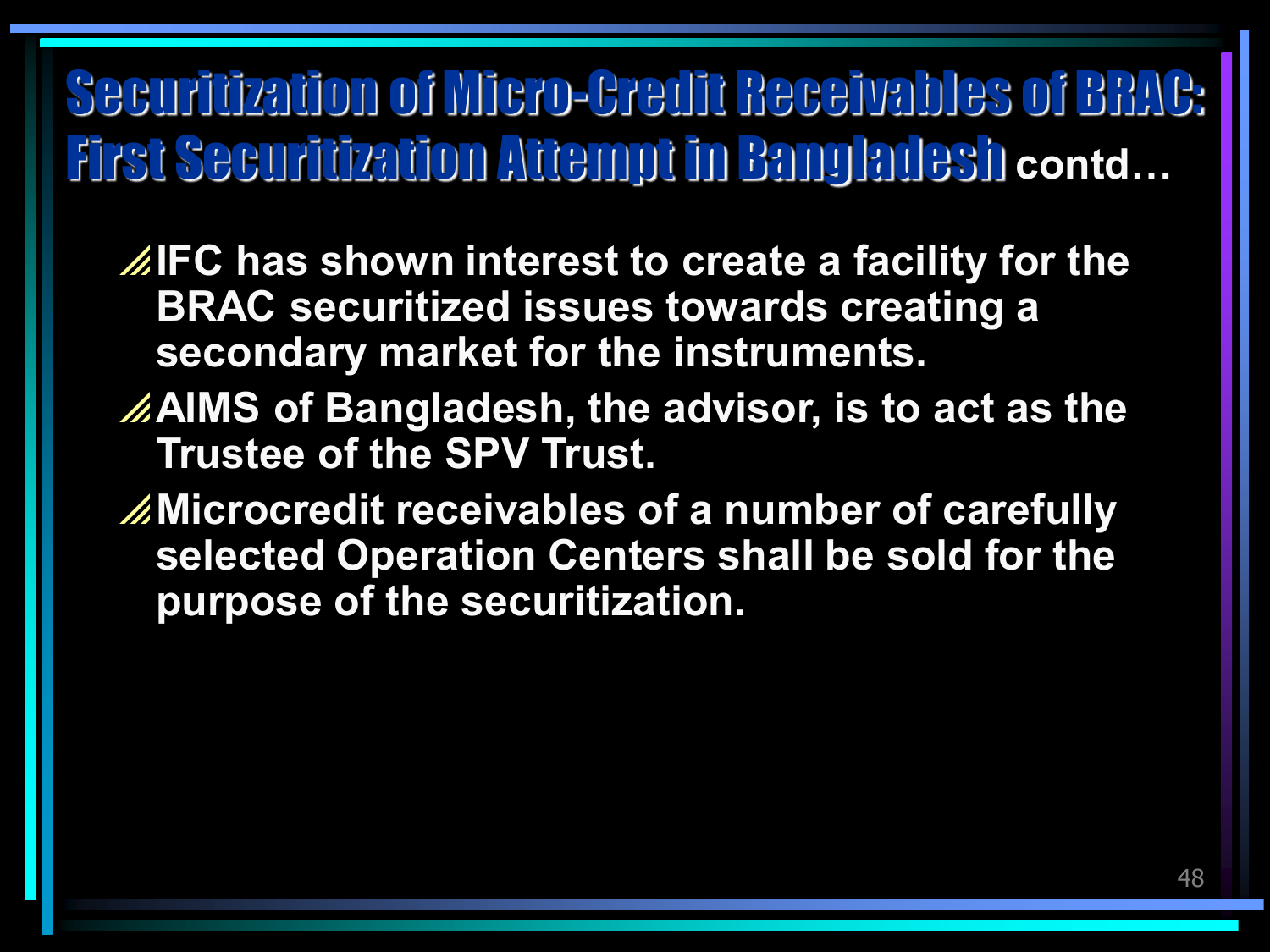# Securitization of Micro-Credit Receivables of BRAC: First Securitization Attempt in Bangladesh contd…

- **IFC has shown interest to create a facility for the BRAC securitized issues towards creating a secondary market for the instruments.**
- **AIMS of Bangladesh, the advisor, is to act as the Trustee of the SPV Trust.**
- **Microcredit receivables of a number of carefully selected Operation Centers shall be sold for the purpose of the securitization.**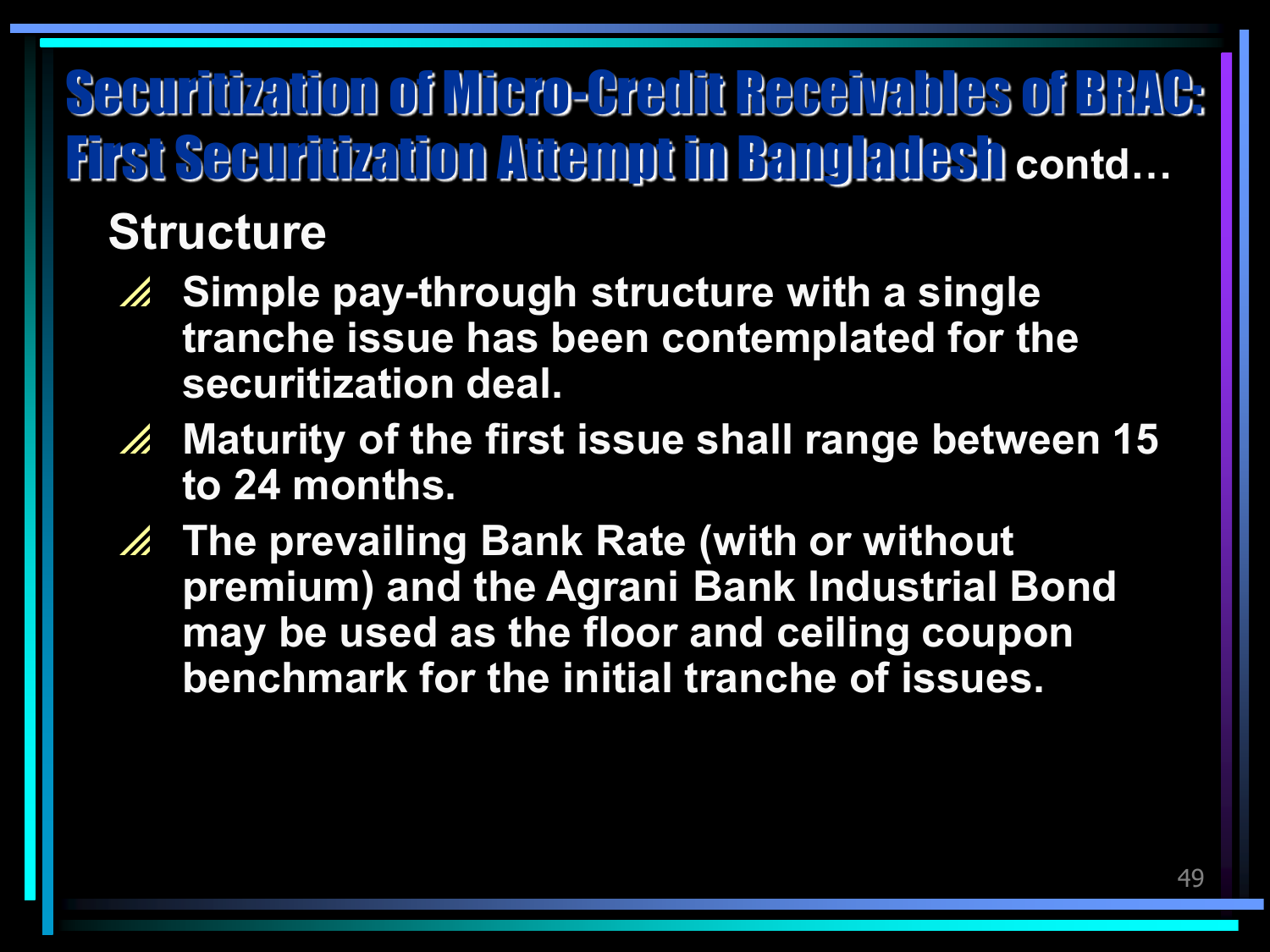# Securitization of Micro-Credit Receivables of BRAC: First Securitization Attempt in Bangladesh contd…

## Structure

- Simple pay-through structure with a single tranche issue has been contemplated for the securitization deal.
- Maturity of the first issue shall range between 15 to 24 months.
- The prevailing Bank Rate (with or without premium) and the Agrani Bank Industrial Bond may be used as the floor and ceiling coupon benchmark for the initial tranche of issues.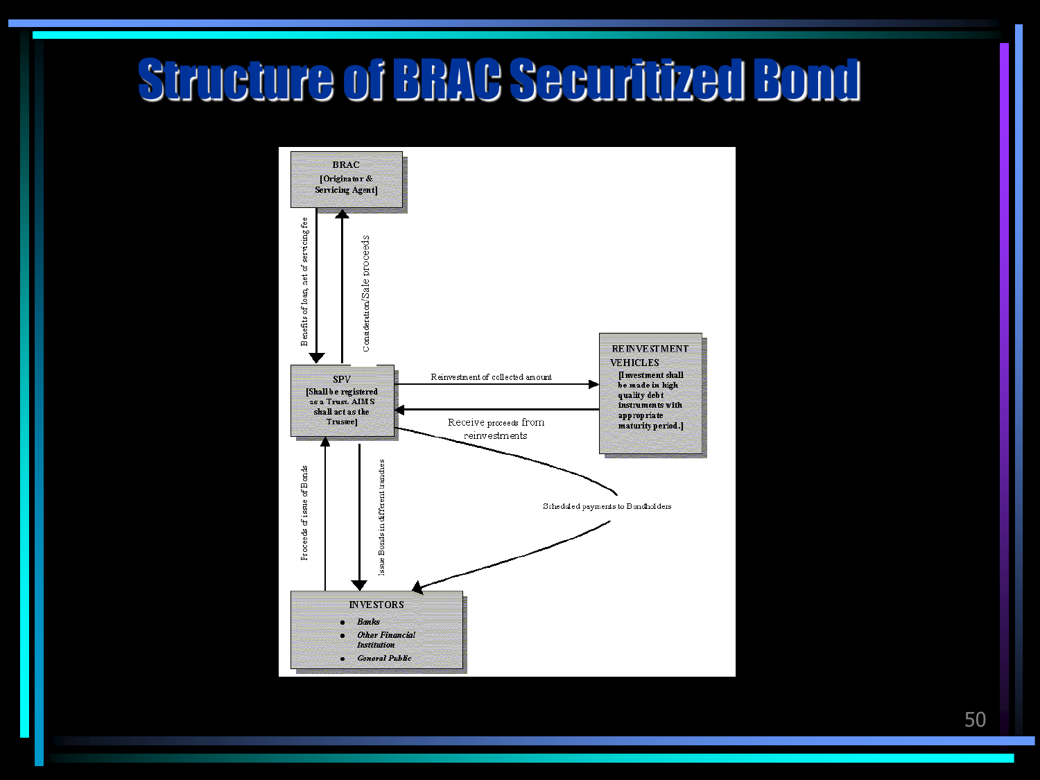# Structure of BRAC Securitized Bond

**BRAC**
[Originator & Servicing Agent]

Benefits of loan, net of servicing fee

Consideration/Sale proceeds

**SPV**
[Shall be registered as a Trust. AIMS shall act as the Trustee]

Reinvestment of collected amount

Receive proceeds from reinvestments

**REINVESTMENT VEHICLES**
[Investment shall be made in high quality debt instruments with appropriate maturity period.]

Scheduled payments to Bondholders

Proceeds of issue of Bonds

Issue Bonds in different tranches

**INVESTORS**

- *Banks*
- *Other Financial Institution*
- *General Public*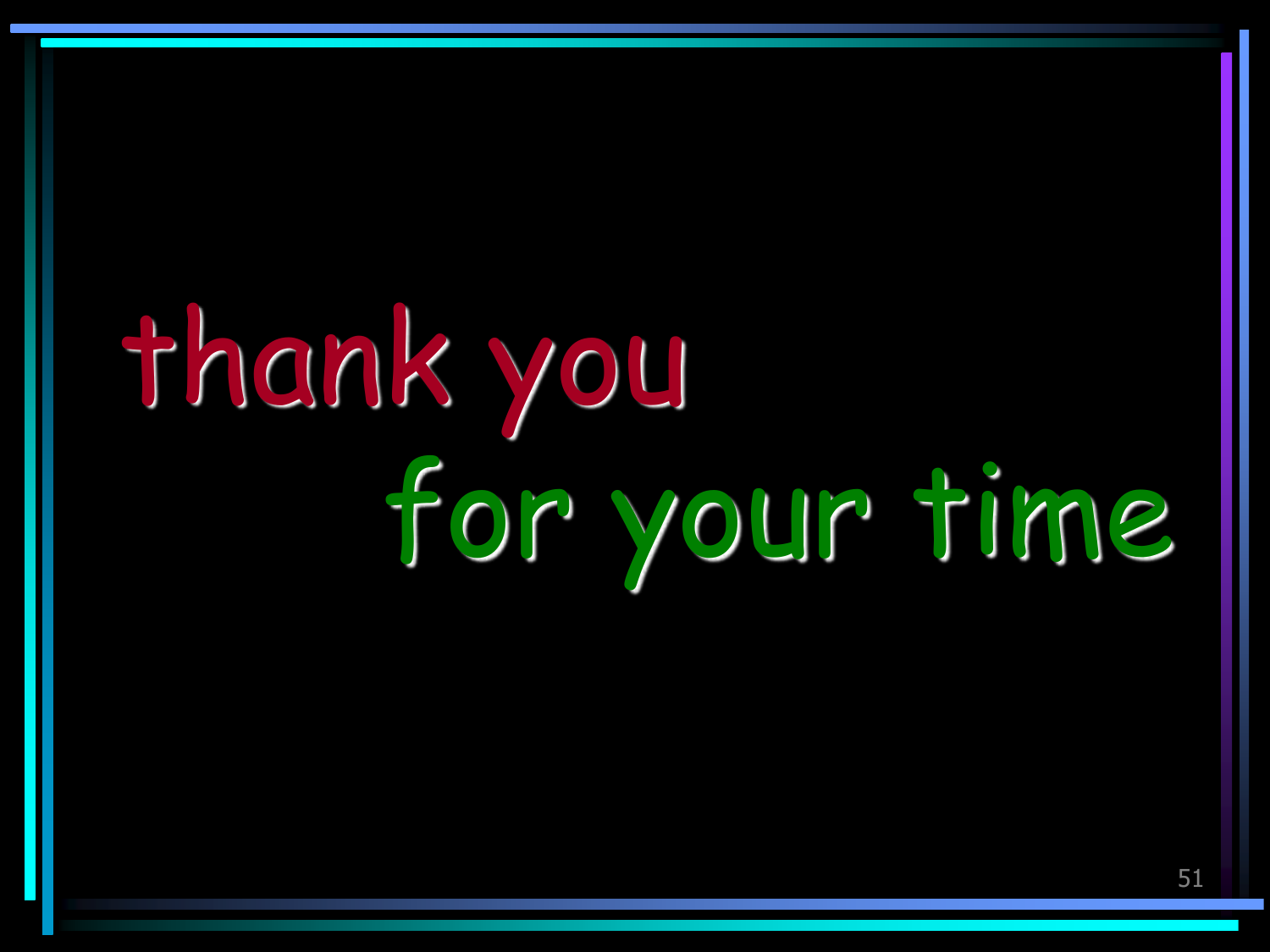thank you

for your time